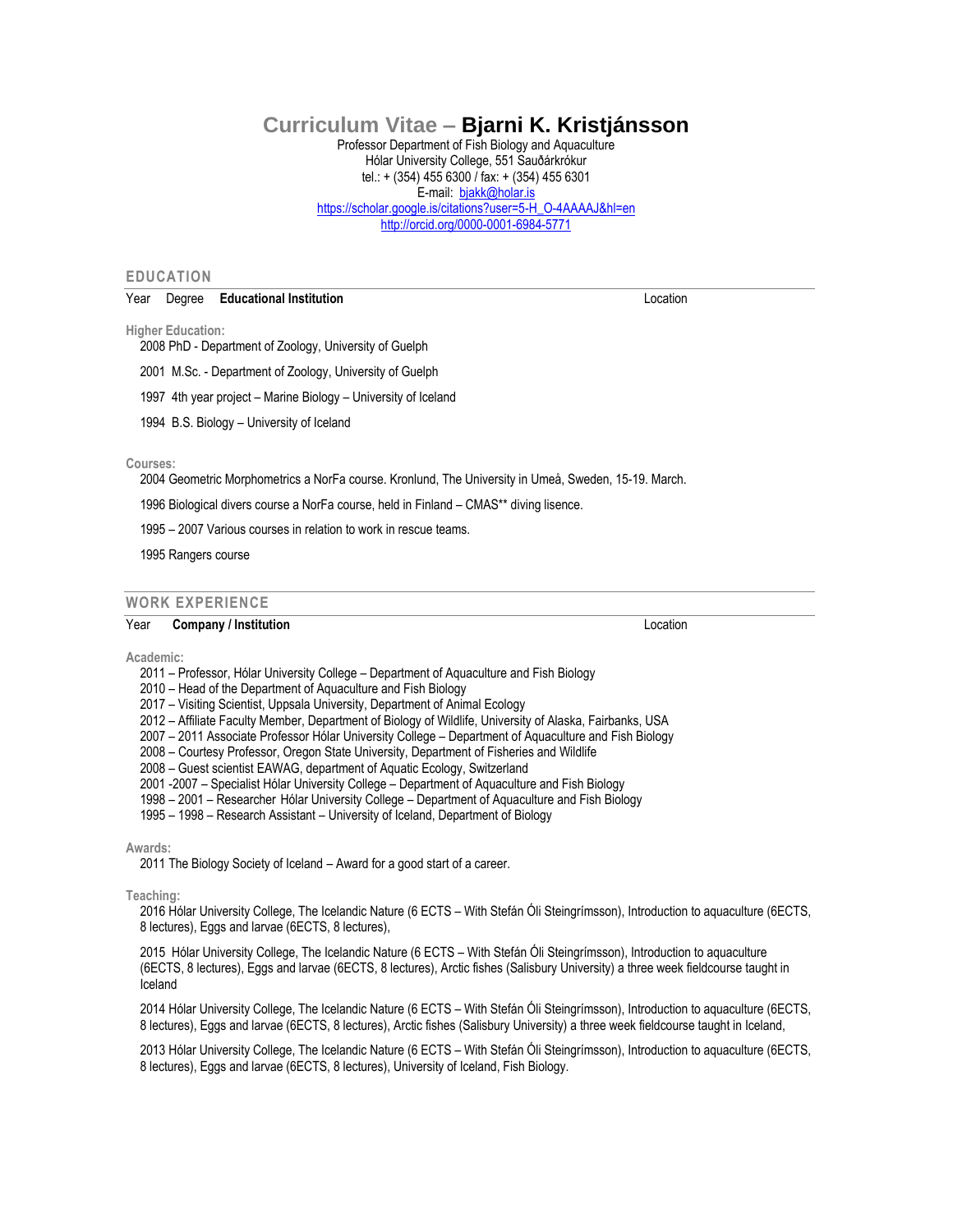# Curriculum Vitae – **Bjarni K. Kristjánsson**

Professor Department of Fish Biology and Aquaculture
Hólar University College, 551 Sauðárkrókur
tel.: + (354) 455 6300 / fax: + (354) 455 6301
E-mail: bjakk@holar.is
https://scholar.google.is/citations?user=5-H_O-4AAAAJ&hl=en
http://orcid.org/0000-0001-6984-5771

## EDUCATION

Year Degree **Educational Institution** Location

### Higher Education:

2008 PhD - Department of Zoology, University of Guelph

2001 M.Sc. - Department of Zoology, University of Guelph

1997 4th year project – Marine Biology – University of Iceland

1994 B.S. Biology – University of Iceland

### Courses:

2004 Geometric Morphometrics a NorFa course. Kronlund, The University in Umeå, Sweden, 15-19. March.

1996 Biological divers course a NorFa course, held in Finland – CMAS** diving lisence.

1995 – 2007 Various courses in relation to work in rescue teams.

1995 Rangers course

## WORK EXPERIENCE

Year **Company / Institution** Location

### Academic:

2011 – Professor, Hólar University College – Department of Aquaculture and Fish Biology
2010 – Head of the Department of Aquaculture and Fish Biology
2017 – Visiting Scientist, Uppsala University, Department of Animal Ecology
2012 – Affiliate Faculty Member, Department of Biology of Wildlife, University of Alaska, Fairbanks, USA
2007 – 2011 Associate Professor Hólar University College – Department of Aquaculture and Fish Biology
2008 – Courtesy Professor, Oregon State University, Department of Fisheries and Wildlife
2008 – Guest scientist EAWAG, department of Aquatic Ecology, Switzerland
2001 -2007 – Specialist Hólar University College – Department of Aquaculture and Fish Biology
1998 – 2001 – Researcher Hólar University College – Department of Aquaculture and Fish Biology
1995 – 1998 – Research Assistant – University of Iceland, Department of Biology

### Awards:

2011 The Biology Society of Iceland – Award for a good start of a career.

### Teaching:

2016 Hólar University College, The Icelandic Nature (6 ECTS – With Stefán Óli Steingrímsson), Introduction to aquaculture (6ECTS, 8 lectures), Eggs and larvae (6ECTS, 8 lectures),

2015 Hólar University College, The Icelandic Nature (6 ECTS – With Stefán Óli Steingrímsson), Introduction to aquaculture (6ECTS, 8 lectures), Eggs and larvae (6ECTS, 8 lectures), Arctic fishes (Salisbury University) a three week fieldcourse taught in Iceland

2014 Hólar University College, The Icelandic Nature (6 ECTS – With Stefán Óli Steingrímsson), Introduction to aquaculture (6ECTS, 8 lectures), Eggs and larvae (6ECTS, 8 lectures), Arctic fishes (Salisbury University) a three week fieldcourse taught in Iceland,

2013 Hólar University College, The Icelandic Nature (6 ECTS – With Stefán Óli Steingrímsson), Introduction to aquaculture (6ECTS, 8 lectures), Eggs and larvae (6ECTS, 8 lectures), University of Iceland, Fish Biology.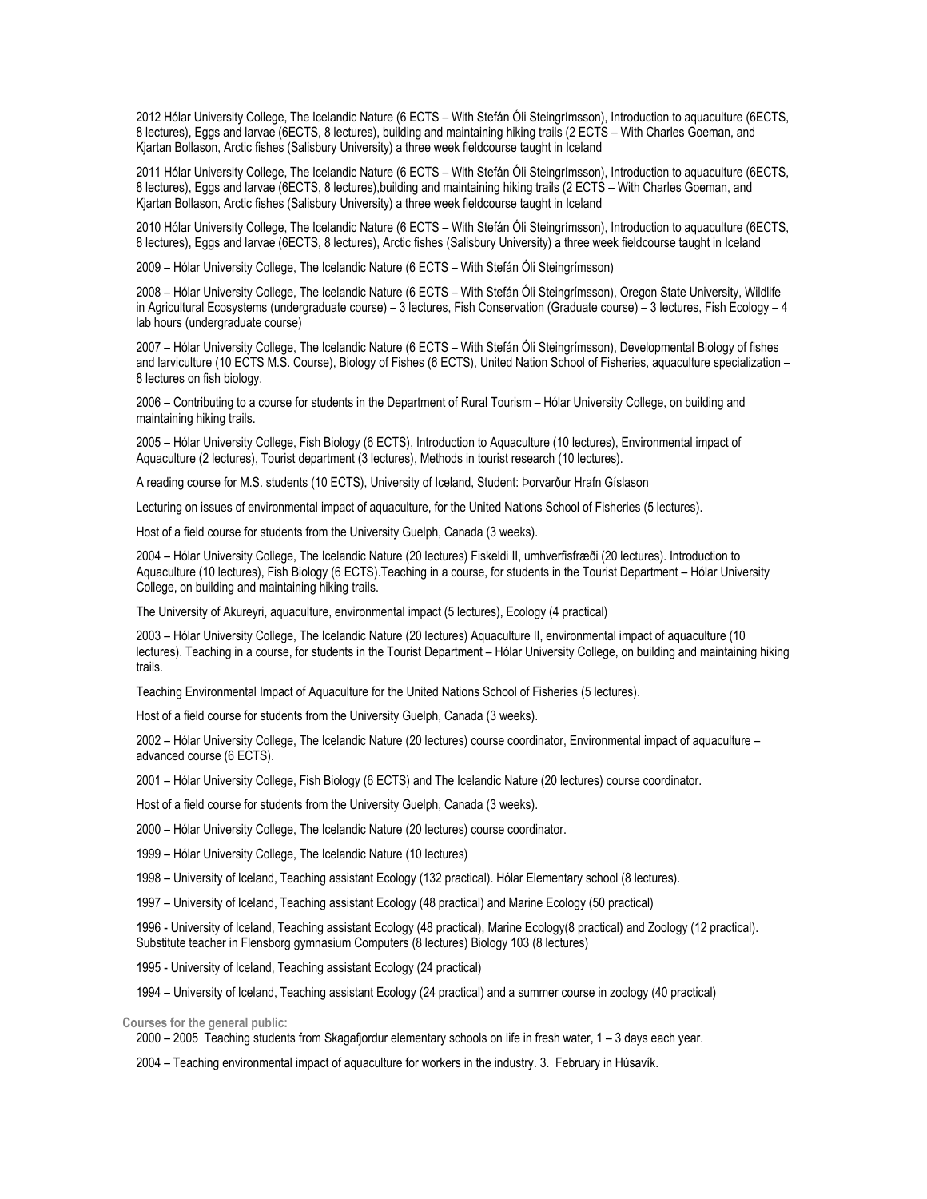2012 Hólar University College, The Icelandic Nature (6 ECTS – With Stefán Óli Steingrímsson), Introduction to aquaculture (6ECTS, 8 lectures), Eggs and larvae (6ECTS, 8 lectures), building and maintaining hiking trails (2 ECTS – With Charles Goeman, and Kjartan Bollason, Arctic fishes (Salisbury University) a three week fieldcourse taught in Iceland

2011 Hólar University College, The Icelandic Nature (6 ECTS – With Stefán Óli Steingrímsson), Introduction to aquaculture (6ECTS, 8 lectures), Eggs and larvae (6ECTS, 8 lectures),building and maintaining hiking trails (2 ECTS – With Charles Goeman, and Kjartan Bollason, Arctic fishes (Salisbury University) a three week fieldcourse taught in Iceland

2010 Hólar University College, The Icelandic Nature (6 ECTS – With Stefán Óli Steingrímsson), Introduction to aquaculture (6ECTS, 8 lectures), Eggs and larvae (6ECTS, 8 lectures), Arctic fishes (Salisbury University) a three week fieldcourse taught in Iceland

2009 – Hólar University College, The Icelandic Nature (6 ECTS – With Stefán Óli Steingrímsson)

2008 – Hólar University College, The Icelandic Nature (6 ECTS – With Stefán Óli Steingrímsson), Oregon State University, Wildlife in Agricultural Ecosystems (undergraduate course) – 3 lectures, Fish Conservation (Graduate course) – 3 lectures, Fish Ecology – 4 lab hours (undergraduate course)

2007 – Hólar University College, The Icelandic Nature (6 ECTS – With Stefán Óli Steingrímsson), Developmental Biology of fishes and larviculture (10 ECTS M.S. Course), Biology of Fishes (6 ECTS), United Nation School of Fisheries, aquaculture specialization – 8 lectures on fish biology.

2006 – Contributing to a course for students in the Department of Rural Tourism – Hólar University College, on building and maintaining hiking trails.

2005 – Hólar University College, Fish Biology (6 ECTS), Introduction to Aquaculture (10 lectures), Environmental impact of Aquaculture (2 lectures), Tourist department (3 lectures), Methods in tourist research (10 lectures).

A reading course for M.S. students (10 ECTS), University of Iceland, Student: Þorvarður Hrafn Gíslason

Lecturing on issues of environmental impact of aquaculture, for the United Nations School of Fisheries (5 lectures).

Host of a field course for students from the University Guelph, Canada (3 weeks).

2004 – Hólar University College, The Icelandic Nature (20 lectures) Fiskeldi II, umhverfisfræði (20 lectures). Introduction to Aquaculture (10 lectures), Fish Biology (6 ECTS).Teaching in a course, for students in the Tourist Department – Hólar University College, on building and maintaining hiking trails.

The University of Akureyri, aquaculture, environmental impact (5 lectures), Ecology (4 practical)

2003 – Hólar University College, The Icelandic Nature (20 lectures) Aquaculture II, environmental impact of aquaculture (10 lectures). Teaching in a course, for students in the Tourist Department – Hólar University College, on building and maintaining hiking trails.

Teaching Environmental Impact of Aquaculture for the United Nations School of Fisheries (5 lectures).

Host of a field course for students from the University Guelph, Canada (3 weeks).

2002 – Hólar University College, The Icelandic Nature (20 lectures) course coordinator, Environmental impact of aquaculture – advanced course (6 ECTS).

2001 – Hólar University College, Fish Biology (6 ECTS) and The Icelandic Nature (20 lectures) course coordinator.

Host of a field course for students from the University Guelph, Canada (3 weeks).

2000 – Hólar University College, The Icelandic Nature (20 lectures) course coordinator.

1999 – Hólar University College, The Icelandic Nature (10 lectures)

1998 – University of Iceland, Teaching assistant Ecology (132 practical). Hólar Elementary school (8 lectures).

1997 – University of Iceland, Teaching assistant Ecology (48 practical) and Marine Ecology (50 practical)

1996 - University of Iceland, Teaching assistant Ecology (48 practical), Marine Ecology(8 practical) and Zoology (12 practical). Substitute teacher in Flensborg gymnasium Computers (8 lectures) Biology 103 (8 lectures)

1995 - University of Iceland, Teaching assistant Ecology (24 practical)

1994 – University of Iceland, Teaching assistant Ecology (24 practical) and a summer course in zoology (40 practical)

**Courses for the general public:**

2000 – 2005 Teaching students from Skagafjordur elementary schools on life in fresh water, 1 – 3 days each year.

2004 – Teaching environmental impact of aquaculture for workers in the industry. 3. February in Húsavík.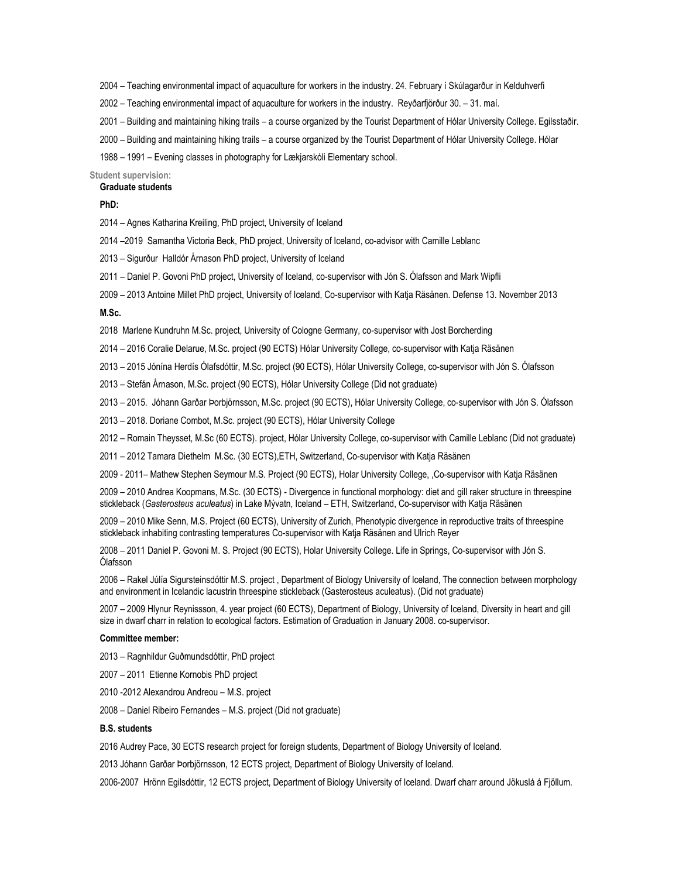2004 – Teaching environmental impact of aquaculture for workers in the industry. 24. February í Skúlagarður in Kelduhverfi

2002 – Teaching environmental impact of aquaculture for workers in the industry. Reyðarfjörður 30. – 31. maí.

2001 – Building and maintaining hiking trails – a course organized by the Tourist Department of Hólar University College. Egilsstaðir.

2000 – Building and maintaining hiking trails – a course organized by the Tourist Department of Hólar University College. Hólar

1988 – 1991 – Evening classes in photography for Lækjarskóli Elementary school.

**Student supervision:**

**Graduate students**

**PhD:**

2014 – Agnes Katharina Kreiling, PhD project, University of Iceland

2014 –2019 Samantha Victoria Beck, PhD project, University of Iceland, co-advisor with Camille Leblanc

2013 – Sigurður Halldór Árnason PhD project, University of Iceland

2011 – Daniel P. Govoni PhD project, University of Iceland, co-supervisor with Jón S. Ólafsson and Mark Wipfli

2009 – 2013 Antoine Millet PhD project, University of Iceland, Co-supervisor with Katja Räsänen. Defense 13. November 2013

**M.Sc.**

2018 Marlene Kundruhn M.Sc. project, University of Cologne Germany, co-supervisor with Jost Borcherding

2014 – 2016 Coralie Delarue, M.Sc. project (90 ECTS) Hólar University College, co-supervisor with Katja Räsänen

2013 – 2015 Jónína Herdís Ólafsdóttir, M.Sc. project (90 ECTS), Hólar University College, co-supervisor with Jón S. Ólafsson

2013 – Stefán Árnason, M.Sc. project (90 ECTS), Hólar University College (Did not graduate)

2013 – 2015. Jóhann Garðar Þorbjörnsson, M.Sc. project (90 ECTS), Hólar University College, co-supervisor with Jón S. Ólafsson

2013 – 2018. Doriane Combot, M.Sc. project (90 ECTS), Hólar University College

2012 – Romain Theysset, M.Sc (60 ECTS). project, Hólar University College, co-supervisor with Camille Leblanc (Did not graduate)

2011 – 2012 Tamara Diethelm M.Sc. (30 ECTS),ETH, Switzerland, Co-supervisor with Katja Räsänen

2009 - 2011– Mathew Stephen Seymour M.S. Project (90 ECTS), Holar University College, ,Co-supervisor with Katja Räsänen

2009 – 2010 Andrea Koopmans, M.Sc. (30 ECTS) - Divergence in functional morphology: diet and gill raker structure in threespine stickleback (*Gasterosteus aculeatus*) in Lake Mývatn, Iceland – ETH, Switzerland, Co-supervisor with Katja Räsänen

2009 – 2010 Mike Senn, M.S. Project (60 ECTS), University of Zurich, Phenotypic divergence in reproductive traits of threespine stickleback inhabiting contrasting temperatures Co-supervisor with Katja Räsänen and Ulrich Reyer

2008 – 2011 Daniel P. Govoni M. S. Project (90 ECTS), Holar University College. Life in Springs, Co-supervisor with Jón S. Ólafsson

2006 – Rakel Júlía Sigursteinsdóttir M.S. project , Department of Biology University of Iceland, The connection between morphology and environment in Icelandic lacustrin threespine stickleback (Gasterosteus aculeatus). (Did not graduate)

2007 – 2009 Hlynur Reynissson, 4. year project (60 ECTS), Department of Biology, University of Iceland, Diversity in heart and gill size in dwarf charr in relation to ecological factors. Estimation of Graduation in January 2008. co-supervisor.

**Committee member:**

2013 – Ragnhildur Guðmundsdóttir, PhD project

2007 – 2011 Etienne Kornobis PhD project

2010 -2012 Alexandrou Andreou – M.S. project

2008 – Daniel Ribeiro Fernandes – M.S. project (Did not graduate)

**B.S. students**

2016 Audrey Pace, 30 ECTS research project for foreign students, Department of Biology University of Iceland.

2013 Jóhann Garðar Þorbjörnsson, 12 ECTS project, Department of Biology University of Iceland.

2006-2007 Hrönn Egilsdóttir, 12 ECTS project, Department of Biology University of Iceland. Dwarf charr around Jökuslá á Fjöllum.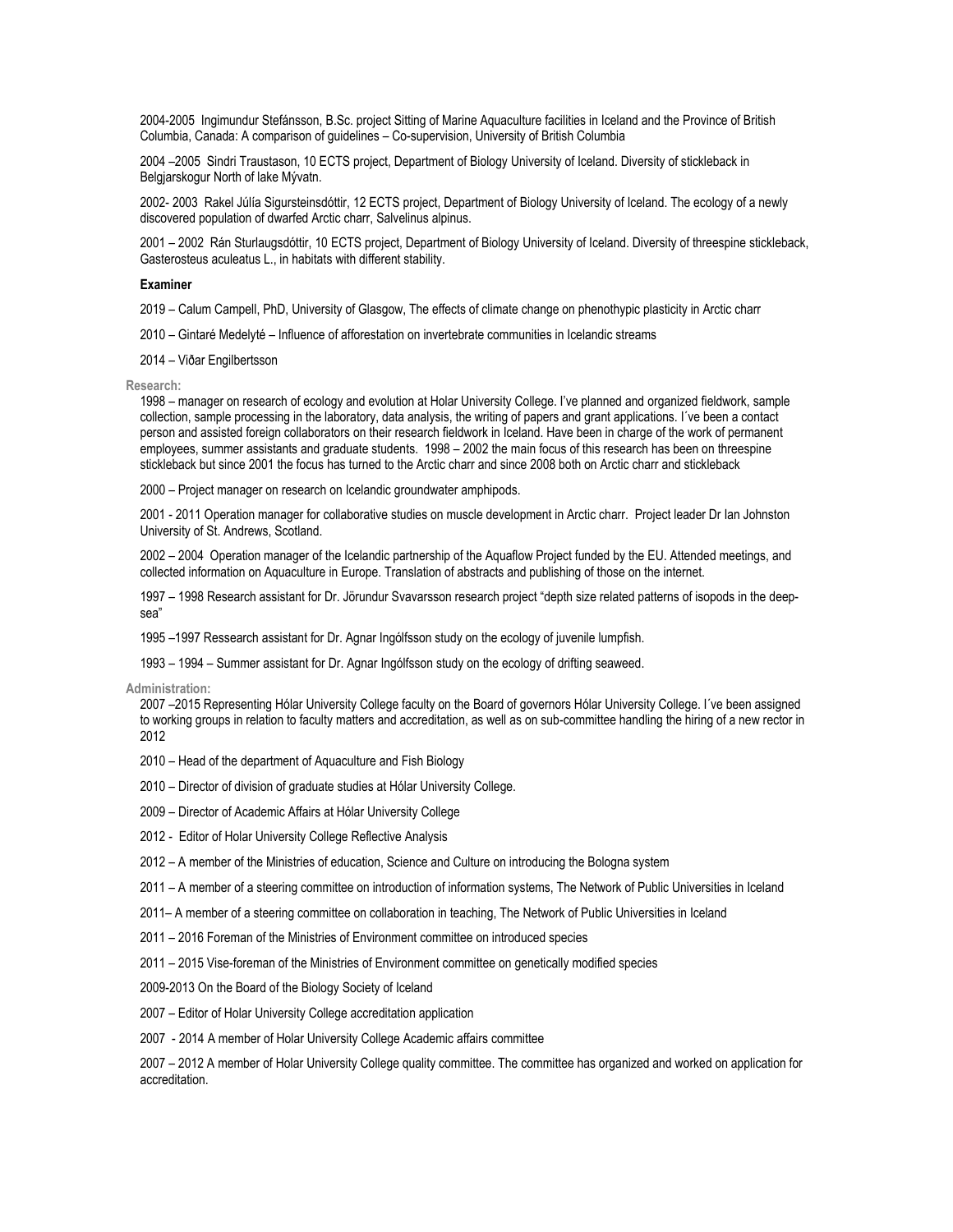2004-2005 Ingimundur Stefánsson, B.Sc. project Sitting of Marine Aquaculture facilities in Iceland and the Province of British Columbia, Canada: A comparison of guidelines – Co-supervision, University of British Columbia

2004 –2005 Sindri Traustason, 10 ECTS project, Department of Biology University of Iceland. Diversity of stickleback in Belgjarskogur North of lake Mývatn.

2002- 2003 Rakel Júlía Sigursteinsdóttir, 12 ECTS project, Department of Biology University of Iceland. The ecology of a newly discovered population of dwarfed Arctic charr, Salvelinus alpinus.

2001 – 2002 Rán Sturlaugsdóttir, 10 ECTS project, Department of Biology University of Iceland. Diversity of threespine stickleback, Gasterosteus aculeatus L., in habitats with different stability.

**Examiner**

2019 – Calum Campell, PhD, University of Glasgow, The effects of climate change on phenothypic plasticity in Arctic charr

2010 – Gintaré Medelyté – Influence of afforestation on invertebrate communities in Icelandic streams

2014 – Viðar Engilbertsson

**Research:**

1998 – manager on research of ecology and evolution at Holar University College. I've planned and organized fieldwork, sample collection, sample processing in the laboratory, data analysis, the writing of papers and grant applications. I´ve been a contact person and assisted foreign collaborators on their research fieldwork in Iceland. Have been in charge of the work of permanent employees, summer assistants and graduate students. 1998 – 2002 the main focus of this research has been on threespine stickleback but since 2001 the focus has turned to the Arctic charr and since 2008 both on Arctic charr and stickleback

2000 – Project manager on research on Icelandic groundwater amphipods.

2001 - 2011 Operation manager for collaborative studies on muscle development in Arctic charr. Project leader Dr Ian Johnston University of St. Andrews, Scotland.

2002 – 2004 Operation manager of the Icelandic partnership of the Aquaflow Project funded by the EU. Attended meetings, and collected information on Aquaculture in Europe. Translation of abstracts and publishing of those on the internet.

1997 – 1998 Research assistant for Dr. Jörundur Svavarsson research project "depth size related patterns of isopods in the deep-sea"

1995 –1997 Ressearch assistant for Dr. Agnar Ingólfsson study on the ecology of juvenile lumpfish.

1993 – 1994 – Summer assistant for Dr. Agnar Ingólfsson study on the ecology of drifting seaweed.

**Administration:**

2007 –2015 Representing Hólar University College faculty on the Board of governors Hólar University College. I´ve been assigned to working groups in relation to faculty matters and accreditation, as well as on sub-committee handling the hiring of a new rector in 2012

2010 – Head of the department of Aquaculture and Fish Biology

2010 – Director of division of graduate studies at Hólar University College.

2009 – Director of Academic Affairs at Hólar University College

2012 - Editor of Holar University College Reflective Analysis

2012 – A member of the Ministries of education, Science and Culture on introducing the Bologna system

2011 – A member of a steering committee on introduction of information systems, The Network of Public Universities in Iceland

2011– A member of a steering committee on collaboration in teaching, The Network of Public Universities in Iceland

2011 – 2016 Foreman of the Ministries of Environment committee on introduced species

2011 – 2015 Vise-foreman of the Ministries of Environment committee on genetically modified species

2009-2013 On the Board of the Biology Society of Iceland

2007 – Editor of Holar University College accreditation application

2007 - 2014 A member of Holar University College Academic affairs committee

2007 – 2012 A member of Holar University College quality committee. The committee has organized and worked on application for accreditation.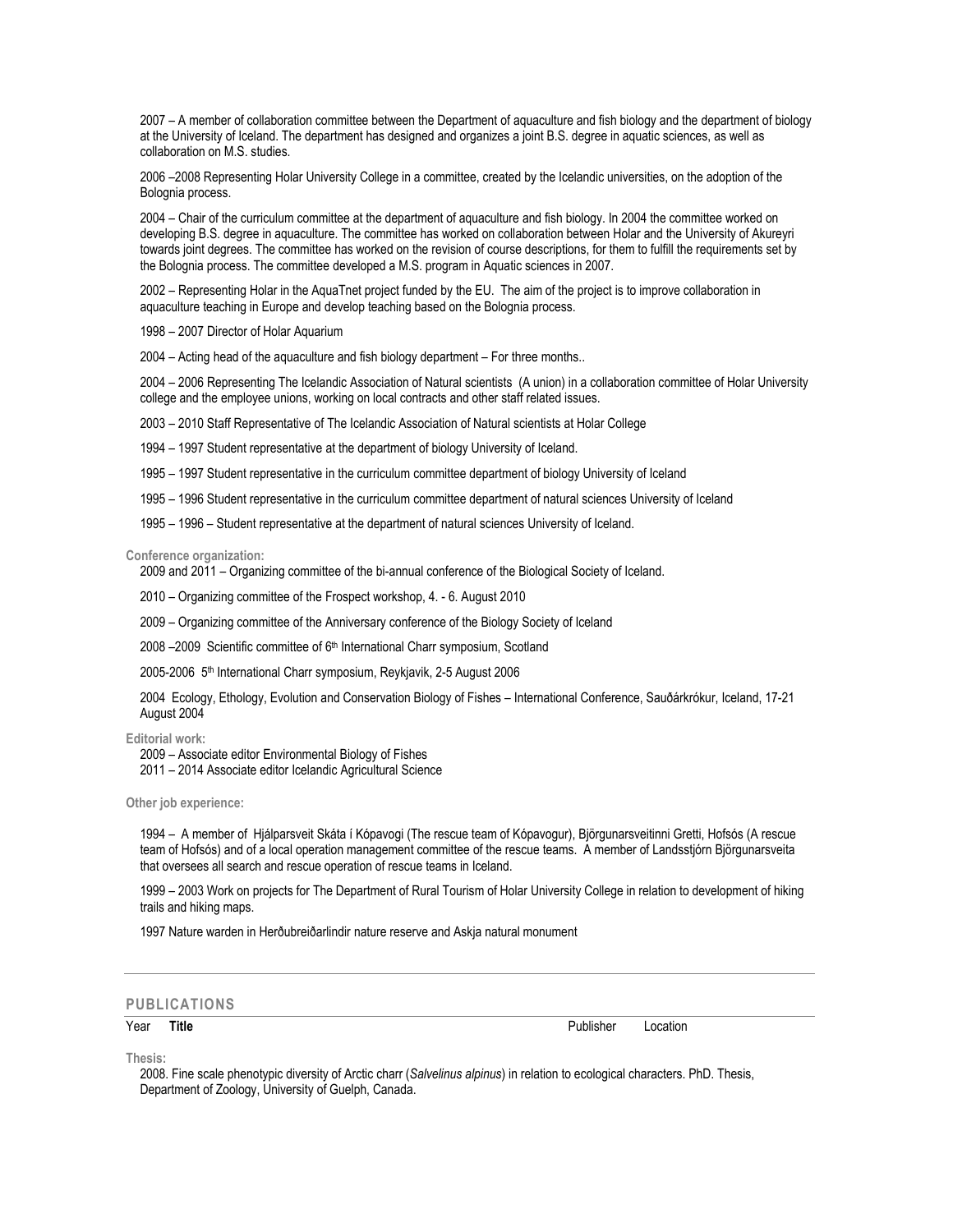2007 – A member of collaboration committee between the Department of aquaculture and fish biology and the department of biology at the University of Iceland. The department has designed and organizes a joint B.S. degree in aquatic sciences, as well as collaboration on M.S. studies.

2006 –2008 Representing Holar University College in a committee, created by the Icelandic universities, on the adoption of the Bolognia process.

2004 – Chair of the curriculum committee at the department of aquaculture and fish biology. In 2004 the committee worked on developing B.S. degree in aquaculture. The committee has worked on collaboration between Holar and the University of Akureyri towards joint degrees. The committee has worked on the revision of course descriptions, for them to fulfill the requirements set by the Bolognia process. The committee developed a M.S. program in Aquatic sciences in 2007.

2002 – Representing Holar in the AquaTnet project funded by the EU. The aim of the project is to improve collaboration in aquaculture teaching in Europe and develop teaching based on the Bolognia process.

1998 – 2007 Director of Holar Aquarium

2004 – Acting head of the aquaculture and fish biology department – For three months..

2004 – 2006 Representing The Icelandic Association of Natural scientists (A union) in a collaboration committee of Holar University college and the employee unions, working on local contracts and other staff related issues.

2003 – 2010 Staff Representative of The Icelandic Association of Natural scientists at Holar College

1994 – 1997 Student representative at the department of biology University of Iceland.

1995 – 1997 Student representative in the curriculum committee department of biology University of Iceland

1995 – 1996 Student representative in the curriculum committee department of natural sciences University of Iceland

1995 – 1996 – Student representative at the department of natural sciences University of Iceland.

**Conference organization:**

2009 and 2011 – Organizing committee of the bi-annual conference of the Biological Society of Iceland.

2010 – Organizing committee of the Frospect workshop, 4. - 6. August 2010

2009 – Organizing committee of the Anniversary conference of the Biology Society of Iceland

2008 –2009 Scientific committee of 6th International Charr symposium, Scotland

2005-2006 5th International Charr symposium, Reykjavik, 2-5 August 2006

2004 Ecology, Ethology, Evolution and Conservation Biology of Fishes – International Conference, Sauðárkrókur, Iceland, 17-21 August 2004

**Editorial work:**

2009 – Associate editor Environmental Biology of Fishes
2011 – 2014 Associate editor Icelandic Agricultural Science

**Other job experience:**

1994 – A member of Hjálparsveit Skáta í Kópavogi (The rescue team of Kópavogur), Björgunarsveitinni Gretti, Hofsós (A rescue team of Hofsós) and of a local operation management committee of the rescue teams. A member of Landsstjórn Björgunarsveita that oversees all search and rescue operation of rescue teams in Iceland.

1999 – 2003 Work on projects for The Department of Rural Tourism of Holar University College in relation to development of hiking trails and hiking maps.

1997 Nature warden in Herðubreiðarlindir nature reserve and Askja natural monument

## PUBLICATIONS

Year **Title** Publisher Location

**Thesis:**

2008. Fine scale phenotypic diversity of Arctic charr (*Salvelinus alpinus*) in relation to ecological characters. PhD. Thesis, Department of Zoology, University of Guelph, Canada.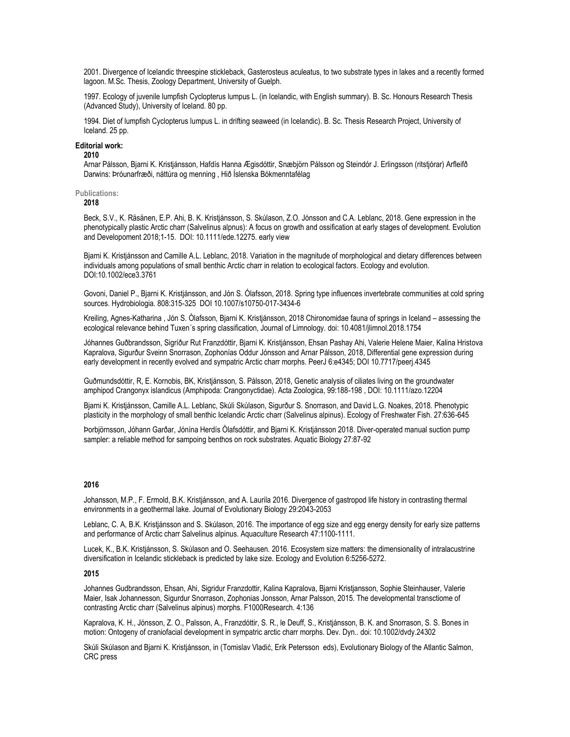2001. Divergence of Icelandic threespine stickleback, Gasterosteus aculeatus, to two substrate types in lakes and a recently formed lagoon. M.Sc. Thesis, Zoology Department, University of Guelph.

1997. Ecology of juvenile lumpfish Cyclopterus lumpus L. (in Icelandic, with English summary). B. Sc. Honours Research Thesis (Advanced Study), University of Iceland. 80 pp.

1994. Diet of lumpfish Cyclopterus lumpus L. in drifting seaweed (in Icelandic). B. Sc. Thesis Research Project, University of Iceland. 25 pp.

**Editorial work:**

**2010**

Arnar Pálsson, Bjarni K. Kristjánsson, Hafdís Hanna Ægisdóttir, Snæbjörn Pálsson og Steindór J. Erlingsson (ritstjórar) Arfleifð Darwins: Þróunarfræði, náttúra og menning , Hið Íslenska Bókmenntafélag

**Publications:**

**2018**

Beck, S.V., K. Räsänen, E.P. Ahi, B. K. Kristjánsson, S. Skúlason, Z.O. Jónsson and C.A. Leblanc, 2018. Gene expression in the phenotypically plastic Arctic charr (Salvelinus alpnus): A focus on growth and ossification at early stages of development. Evolution and Developoment 2018;1-15. DOI: 10.1111/ede.12275. early view

Bjarni K. Kristjánsson and Camille A.L. Leblanc, 2018. Variation in the magnitude of morphological and dietary differences between individuals among populations of small benthic Arctic charr in relation to ecological factors. Ecology and evolution. DOI:10.1002/ece3.3761

Govoni, Daniel P., Bjarni K. Kristjánsson, and Jón S. Ólafsson, 2018. Spring type influences invertebrate communities at cold spring sources. Hydrobiologia. 808:315-325 DOI 10.1007/s10750-017-3434-6

Kreiling, Agnes-Katharina , Jón S. Ólafsson, Bjarni K. Kristjánsson, 2018 Chironomidae fauna of springs in Iceland – assessing the ecological relevance behind Tuxen´s spring classification, Journal of Limnology. doi: 10.4081/jlimnol.2018.1754

Jóhannes Guðbrandsson, Sigríður Rut Franzdóttir, Bjarni K. Kristjánsson, Ehsan Pashay Ahi, Valerie Helene Maier, Kalina Hristova Kapralova, Sigurður Sveinn Snorrason, Zophonías Oddur Jónsson and Arnar Pálsson, 2018, Differential gene expression during early development in recently evolved and sympatric Arctic charr morphs. PeerJ 6:e4345; DOI 10.7717/peerj.4345

Guðmundsdóttir, R, E. Kornobis, BK, Kristjánsson, S. Pálsson, 2018, Genetic analysis of ciliates living on the groundwater amphipod Crangonyx islandicus (Amphipoda: Crangonyctidae). Acta Zoologica, 99:188-198 , DOI: 10.1111/azo.12204

Bjarni K. Kristjánsson, Camille A.L. Leblanc, Skúli Skúlason, Sigurður S. Snorrason, and David L.G. Noakes, 2018. Phenotypic plasticity in the morphology of small benthic Icelandic Arctic charr (Salvelinus alpinus). Ecology of Freshwater Fish. 27:636-645

Þorbjörnsson, Jóhann Garðar, Jónína Herdís Ólafsdóttir, and Bjarni K. Kristjánsson 2018. Diver-operated manual suction pump sampler: a reliable method for sampoing benthos on rock substrates. Aquatic Biology 27:87-92

**2016**

Johansson, M.P., F. Ermold, B.K. Kristjánsson, and A. Laurila 2016. Divergence of gastropod life history in contrasting thermal environments in a geothermal lake. Journal of Evolutionary Biology 29:2043-2053

Leblanc, C. A, B.K. Kristjánsson and S. Skúlason, 2016. The importance of egg size and egg energy density for early size patterns and performance of Arctic charr Salvelinus alpinus. Aquaculture Research 47:1100-1111.

Lucek, K., B.K. Kristjánsson, S. Skúlason and O. Seehausen. 2016. Ecosystem size matters: the dimensionality of intralacustrine diversification in Icelandic stickleback is predicted by lake size. Ecology and Evolution 6:5256-5272.

**2015**

Johannes Gudbrandsson, Ehsan, Ahi, Sigridur Franzdottir, Kalina Kapralova, Bjarni Kristjansson, Sophie Steinhauser, Valerie Maier, Isak Johannesson, Sigurdur Snorrason, Zophonias Jonsson, Arnar Palsson, 2015. The developmental transctiome of contrasting Arctic charr (Salvelinus alpinus) morphs. F1000Research. 4:136

Kapralova, K. H., Jónsson, Z. O., Palsson, A., Franzdóttir, S. R., le Deuff, S., Kristjánsson, B. K. and Snorrason, S. S. Bones in motion: Ontogeny of craniofacial development in sympatric arctic charr morphs. Dev. Dyn.. doi: 10.1002/dvdy.24302

Skúli Skúlason and Bjarni K. Kristjánsson, in (Tomislav Vladić, Erik Petersson eds), Evolutionary Biology of the Atlantic Salmon, CRC press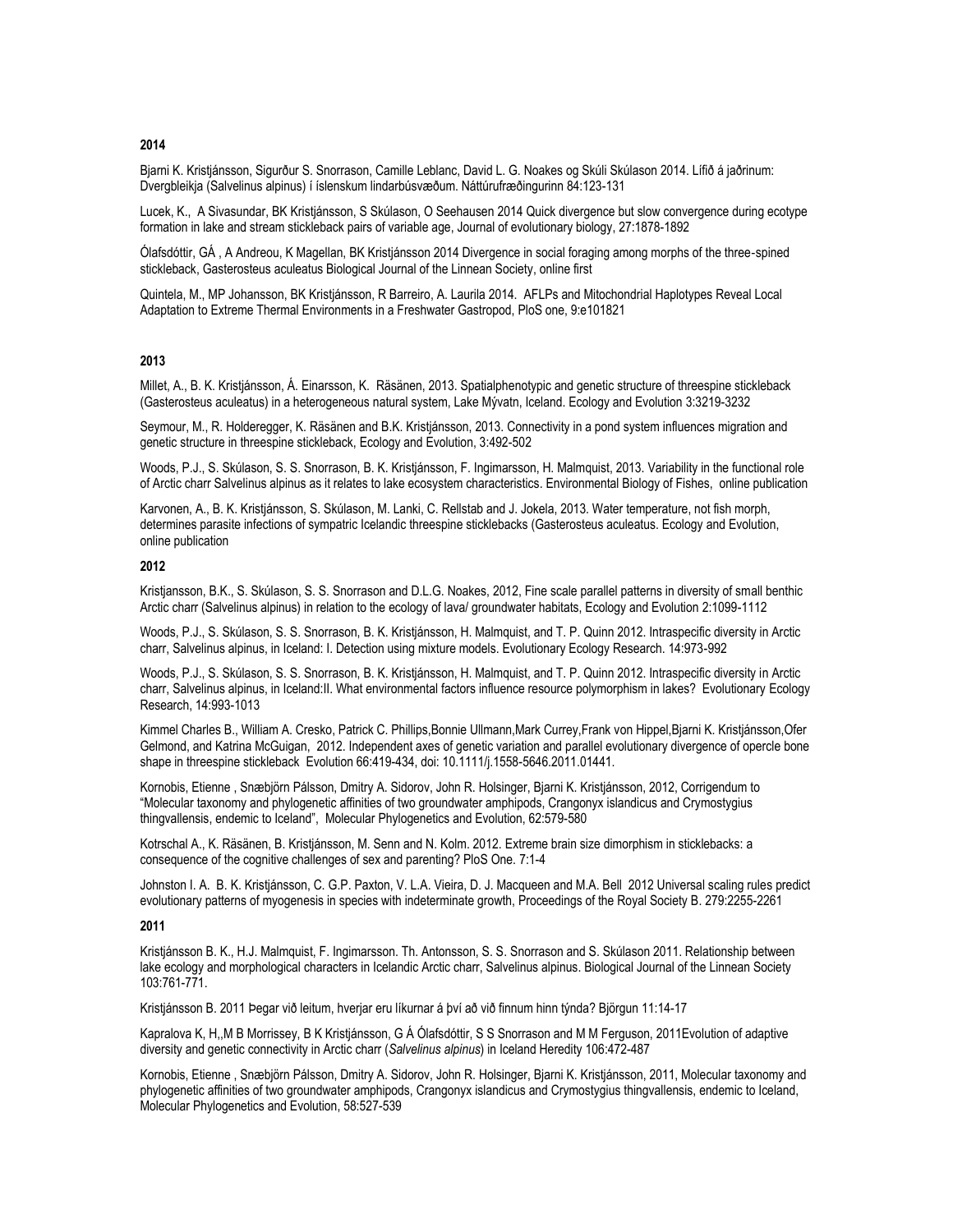**2014**

Bjarni K. Kristjánsson, Sigurður S. Snorrason, Camille Leblanc, David L. G. Noakes og Skúli Skúlason 2014. Lífið á jaðrinum: Dvergbleikja (Salvelinus alpinus) í íslenskum lindarbúsvæðum. Náttúrufræðingurinn 84:123-131

Lucek, K., A Sivasundar, BK Kristjánsson, S Skúlason, O Seehausen 2014 Quick divergence but slow convergence during ecotype formation in lake and stream stickleback pairs of variable age, Journal of evolutionary biology, 27:1878-1892

Ólafsdóttir, GÁ , A Andreou, K Magellan, BK Kristjánsson 2014 Divergence in social foraging among morphs of the three-spined stickleback, Gasterosteus aculeatus Biological Journal of the Linnean Society, online first

Quintela, M., MP Johansson, BK Kristjánsson, R Barreiro, A. Laurila 2014. AFLPs and Mitochondrial Haplotypes Reveal Local Adaptation to Extreme Thermal Environments in a Freshwater Gastropod, PloS one, 9:e101821

**2013**

Millet, A., B. K. Kristjánsson, Á. Einarsson, K. Räsänen, 2013. Spatialphenotypic and genetic structure of threespine stickleback (Gasterosteus aculeatus) in a heterogeneous natural system, Lake Mývatn, Iceland. Ecology and Evolution 3:3219-3232

Seymour, M., R. Holderegger, K. Räsänen and B.K. Kristjánsson, 2013. Connectivity in a pond system influences migration and genetic structure in threespine stickleback, Ecology and Evolution, 3:492-502

Woods, P.J., S. Skúlason, S. S. Snorrason, B. K. Kristjánsson, F. Ingimarsson, H. Malmquist, 2013. Variability in the functional role of Arctic charr Salvelinus alpinus as it relates to lake ecosystem characteristics. Environmental Biology of Fishes, online publication

Karvonen, A., B. K. Kristjánsson, S. Skúlason, M. Lanki, C. Rellstab and J. Jokela, 2013. Water temperature, not fish morph, determines parasite infections of sympatric Icelandic threespine sticklebacks (Gasterosteus aculeatus. Ecology and Evolution, online publication

**2012**

Kristjansson, B.K., S. Skúlason, S. S. Snorrason and D.L.G. Noakes, 2012, Fine scale parallel patterns in diversity of small benthic Arctic charr (Salvelinus alpinus) in relation to the ecology of lava/ groundwater habitats, Ecology and Evolution 2:1099-1112

Woods, P.J., S. Skúlason, S. S. Snorrason, B. K. Kristjánsson, H. Malmquist, and T. P. Quinn 2012. Intraspecific diversity in Arctic charr, Salvelinus alpinus, in Iceland: I. Detection using mixture models. Evolutionary Ecology Research. 14:973-992

Woods, P.J., S. Skúlason, S. S. Snorrason, B. K. Kristjánsson, H. Malmquist, and T. P. Quinn 2012. Intraspecific diversity in Arctic charr, Salvelinus alpinus, in Iceland:II. What environmental factors influence resource polymorphism in lakes? Evolutionary Ecology Research, 14:993-1013

Kimmel Charles B., William A. Cresko, Patrick C. Phillips,Bonnie Ullmann,Mark Currey,Frank von Hippel,Bjarni K. Kristjánsson,Ofer Gelmond, and Katrina McGuigan, 2012. Independent axes of genetic variation and parallel evolutionary divergence of opercle bone shape in threespine stickleback Evolution 66:419-434, doi: 10.1111/j.1558-5646.2011.01441.

Kornobis, Etienne , Snæbjörn Pálsson, Dmitry A. Sidorov, John R. Holsinger, Bjarni K. Kristjánsson, 2012, Corrigendum to "Molecular taxonomy and phylogenetic affinities of two groundwater amphipods, Crangonyx islandicus and Crymostygius thingvallensis, endemic to Iceland", Molecular Phylogenetics and Evolution, 62:579-580

Kotrschal A., K. Räsänen, B. Kristjánsson, M. Senn and N. Kolm. 2012. Extreme brain size dimorphism in sticklebacks: a consequence of the cognitive challenges of sex and parenting? PloS One. 7:1-4

Johnston I. A. B. K. Kristjánsson, C. G.P. Paxton, V. L.A. Vieira, D. J. Macqueen and M.A. Bell 2012 Universal scaling rules predict evolutionary patterns of myogenesis in species with indeterminate growth, Proceedings of the Royal Society B. 279:2255-2261

**2011**

Kristjánsson B. K., H.J. Malmquist, F. Ingimarsson. Th. Antonsson, S. S. Snorrason and S. Skúlason 2011. Relationship between lake ecology and morphological characters in Icelandic Arctic charr, Salvelinus alpinus. Biological Journal of the Linnean Society 103:761-771.

Kristjánsson B. 2011 Þegar við leitum, hverjar eru líkurnar á því að við finnum hinn týnda? Björgun 11:14-17

Kapralova K, H,,M B Morrissey, B K Kristjánsson, G Á Ólafsdóttir, S S Snorrason and M M Ferguson, 2011Evolution of adaptive diversity and genetic connectivity in Arctic charr (*Salvelinus alpinus*) in Iceland Heredity 106:472-487

Kornobis, Etienne , Snæbjörn Pálsson, Dmitry A. Sidorov, John R. Holsinger, Bjarni K. Kristjánsson, 2011, Molecular taxonomy and phylogenetic affinities of two groundwater amphipods, Crangonyx islandicus and Crymostygius thingvallensis, endemic to Iceland, Molecular Phylogenetics and Evolution, 58:527-539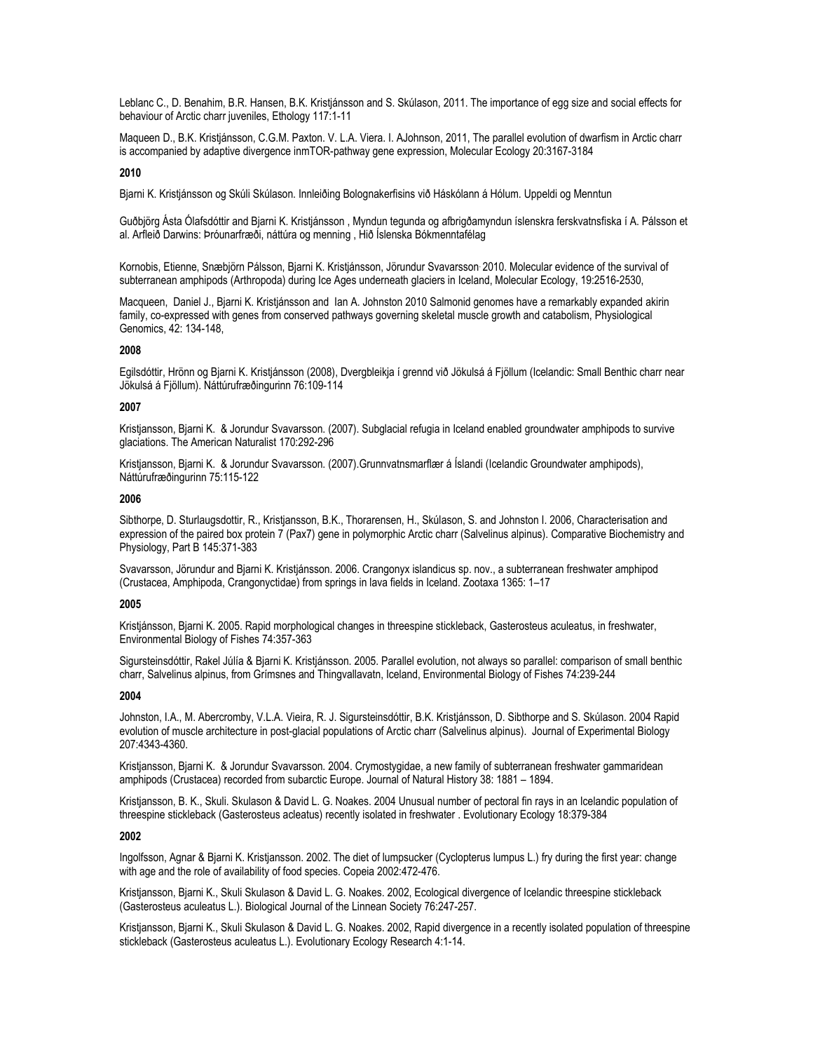Leblanc C., D. Benahim, B.R. Hansen, B.K. Kristjánsson and S. Skúlason, 2011. The importance of egg size and social effects for behaviour of Arctic charr juveniles, Ethology 117:1-11

Maqueen D., B.K. Kristjánsson, C.G.M. Paxton. V. L.A. Viera. I. AJohnson, 2011, The parallel evolution of dwarfism in Arctic charr is accompanied by adaptive divergence inmTOR-pathway gene expression, Molecular Ecology 20:3167-3184

**2010**

Bjarni K. Kristjánsson og Skúli Skúlason. Innleiðing Bolognakerfisins við Háskólann á Hólum. Uppeldi og Menntun

Guðbjörg Ásta Ólafsdóttir and Bjarni K. Kristjánsson , Myndun tegunda og afbrigðamyndun íslenskra ferskvatnsfiska í A. Pálsson et al. Arfleið Darwins: Þróunarfræði, náttúra og menning , Hið Íslenska Bókmenntafélag

Kornobis, Etienne, Snæbjörn Pálsson, Bjarni K. Kristjánsson, Jörundur Svavarsson. 2010. Molecular evidence of the survival of subterranean amphipods (Arthropoda) during Ice Ages underneath glaciers in Iceland, Molecular Ecology, 19:2516-2530,

Macqueen, Daniel J., Bjarni K. Kristjánsson and Ian A. Johnston 2010 Salmonid genomes have a remarkably expanded akirin family, co-expressed with genes from conserved pathways governing skeletal muscle growth and catabolism, Physiological Genomics, 42: 134-148,

**2008**

Egilsdóttir, Hrönn og Bjarni K. Kristjánsson (2008), Dvergbleikja í grennd við Jökulsá á Fjöllum (Icelandic: Small Benthic charr near Jökulsá á Fjöllum). Náttúrufræðingurinn 76:109-114

**2007**

Kristjansson, Bjarni K. & Jorundur Svavarsson. (2007). Subglacial refugia in Iceland enabled groundwater amphipods to survive glaciations. The American Naturalist 170:292-296

Kristjansson, Bjarni K. & Jorundur Svavarsson. (2007).Grunnvatnsmarflær á Íslandi (Icelandic Groundwater amphipods), Náttúrufræðingurinn 75:115-122

**2006**

Sibthorpe, D. Sturlaugsdottir, R., Kristjansson, B.K., Thorarensen, H., Skúlason, S. and Johnston I. 2006, Characterisation and expression of the paired box protein 7 (Pax7) gene in polymorphic Arctic charr (Salvelinus alpinus). Comparative Biochemistry and Physiology, Part B 145:371-383

Svavarsson, Jörundur and Bjarni K. Kristjánsson. 2006. Crangonyx islandicus sp. nov., a subterranean freshwater amphipod (Crustacea, Amphipoda, Crangonyctidae) from springs in lava fields in Iceland. Zootaxa 1365: 1–17

**2005**

Kristjánsson, Bjarni K. 2005. Rapid morphological changes in threespine stickleback, Gasterosteus aculeatus, in freshwater, Environmental Biology of Fishes 74:357-363

Sigursteinsdóttir, Rakel Júlía & Bjarni K. Kristjánsson. 2005. Parallel evolution, not always so parallel: comparison of small benthic charr, Salvelinus alpinus, from Grímsnes and Thingvallavatn, Iceland, Environmental Biology of Fishes 74:239-244

**2004**

Johnston, I.A., M. Abercromby, V.L.A. Vieira, R. J. Sigursteinsdóttir, B.K. Kristjánsson, D. Sibthorpe and S. Skúlason. 2004 Rapid evolution of muscle architecture in post-glacial populations of Arctic charr (Salvelinus alpinus). Journal of Experimental Biology 207:4343-4360.

Kristjansson, Bjarni K. & Jorundur Svavarsson. 2004. Crymostygidae, a new family of subterranean freshwater gammaridean amphipods (Crustacea) recorded from subarctic Europe. Journal of Natural History 38: 1881 – 1894.

Kristjansson, B. K., Skuli. Skulason & David L. G. Noakes. 2004 Unusual number of pectoral fin rays in an Icelandic population of threespine stickleback (Gasterosteus acleatus) recently isolated in freshwater . Evolutionary Ecology 18:379-384

**2002**

Ingolfsson, Agnar & Bjarni K. Kristjansson. 2002. The diet of lumpsucker (Cyclopterus lumpus L.) fry during the first year: change with age and the role of availability of food species. Copeia 2002:472-476.

Kristjansson, Bjarni K., Skuli Skulason & David L. G. Noakes. 2002, Ecological divergence of Icelandic threespine stickleback (Gasterosteus aculeatus L.). Biological Journal of the Linnean Society 76:247-257.

Kristjansson, Bjarni K., Skuli Skulason & David L. G. Noakes. 2002, Rapid divergence in a recently isolated population of threespine stickleback (Gasterosteus aculeatus L.). Evolutionary Ecology Research 4:1-14.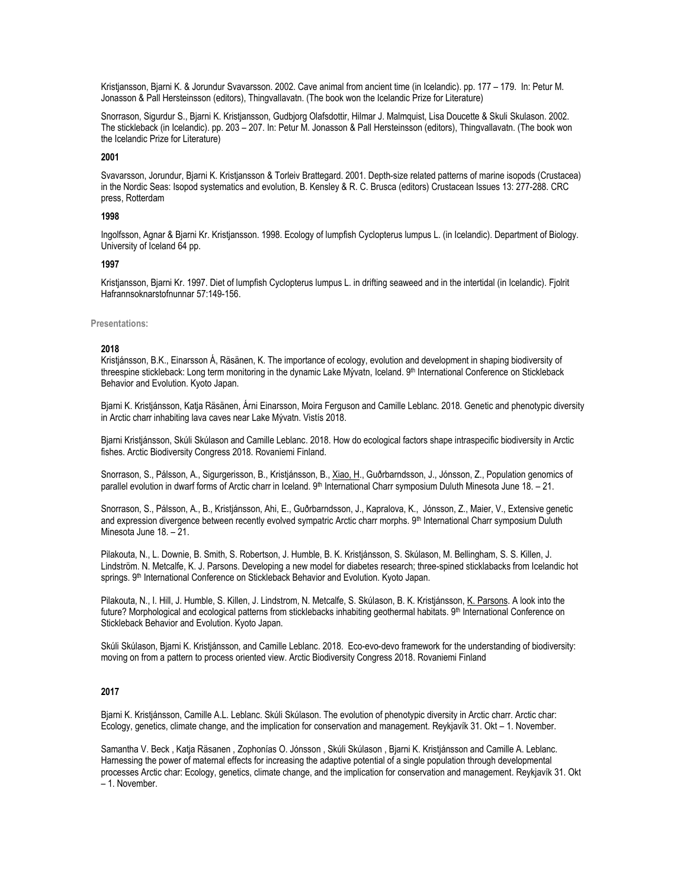Kristjansson, Bjarni K. & Jorundur Svavarsson. 2002. Cave animal from ancient time (in Icelandic). pp. 177 – 179. In: Petur M. Jonasson & Pall Hersteinsson (editors), Thingvallavatn. (The book won the Icelandic Prize for Literature)

Snorrason, Sigurdur S., Bjarni K. Kristjansson, Gudbjorg Olafsdottir, Hilmar J. Malmquist, Lisa Doucette & Skuli Skulason. 2002. The stickleback (in Icelandic). pp. 203 – 207. In: Petur M. Jonasson & Pall Hersteinsson (editors), Thingvallavatn. (The book won the Icelandic Prize for Literature)

**2001**

Svavarsson, Jorundur, Bjarni K. Kristjansson & Torleiv Brattegard. 2001. Depth-size related patterns of marine isopods (Crustacea) in the Nordic Seas: Isopod systematics and evolution, B. Kensley & R. C. Brusca (editors) Crustacean Issues 13: 277-288. CRC press, Rotterdam

**1998**

Ingolfsson, Agnar & Bjarni Kr. Kristjansson. 1998. Ecology of lumpfish Cyclopterus lumpus L. (in Icelandic). Department of Biology. University of Iceland 64 pp.

**1997**

Kristjansson, Bjarni Kr. 1997. Diet of lumpfish Cyclopterus lumpus L. in drifting seaweed and in the intertidal (in Icelandic). Fjolrit Hafrannsoknarstofnunnar 57:149-156.

**Presentations:**

**2018**

Kristjánsson, B.K., Einarsson Á, Räsänen, K. The importance of ecology, evolution and development in shaping biodiversity of threespine stickleback: Long term monitoring in the dynamic Lake Mývatn, Iceland. 9th International Conference on Stickleback Behavior and Evolution. Kyoto Japan.

Bjarni K. Kristjánsson, Katja Räsänen, Árni Einarsson, Moira Ferguson and Camille Leblanc. 2018. Genetic and phenotypic diversity in Arctic charr inhabiting lava caves near Lake Mývatn. Vistís 2018.

Bjarni Kristjánsson, Skúli Skúlason and Camille Leblanc. 2018. How do ecological factors shape intraspecific biodiversity in Arctic fishes. Arctic Biodiversity Congress 2018. Rovaniemi Finland.

Snorrason, S., Pálsson, A., Sigurgerisson, B., Kristjánsson, B., Xiao, H., Guðrbarndsson, J., Jónsson, Z., Population genomics of parallel evolution in dwarf forms of Arctic charr in Iceland. 9th International Charr symposium Duluth Minesota June 18. – 21.

Snorrason, S., Pálsson, A., B., Kristjánsson, Ahi, E., Guðrbarndsson, J., Kapralova, K., Jónsson, Z., Maier, V., Extensive genetic and expression divergence between recently evolved sympatric Arctic charr morphs. 9th International Charr symposium Duluth Minesota June 18. – 21.

Pilakouta, N., L. Downie, B. Smith, S. Robertson, J. Humble, B. K. Kristjánsson, S. Skúlason, M. Bellingham, S. S. Killen, J. Lindström. N. Metcalfe, K. J. Parsons. Developing a new model for diabetes research; three-spined sticklabacks from Icelandic hot springs. 9th International Conference on Stickleback Behavior and Evolution. Kyoto Japan.

Pilakouta, N., I. Hill, J. Humble, S. Killen, J. Lindstrom, N. Metcalfe, S. Skúlason, B. K. Kristjánsson, K. Parsons. A look into the future? Morphological and ecological patterns from sticklebacks inhabiting geothermal habitats. 9th International Conference on Stickleback Behavior and Evolution. Kyoto Japan.

Skúli Skúlason, Bjarni K. Kristjánsson, and Camille Leblanc. 2018. Eco-evo-devo framework for the understanding of biodiversity: moving on from a pattern to process oriented view. Arctic Biodiversity Congress 2018. Rovaniemi Finland

**2017**

Bjarni K. Kristjánsson, Camille A.L. Leblanc. Skúli Skúlason. The evolution of phenotypic diversity in Arctic charr. Arctic char: Ecology, genetics, climate change, and the implication for conservation and management. Reykjavík 31. Okt – 1. November.

Samantha V. Beck , Katja Räsanen , Zophonías O. Jónsson , Skúli Skúlason , Bjarni K. Kristjánsson and Camille A. Leblanc. Harnessing the power of maternal effects for increasing the adaptive potential of a single population through developmental processes Arctic char: Ecology, genetics, climate change, and the implication for conservation and management. Reykjavík 31. Okt – 1. November.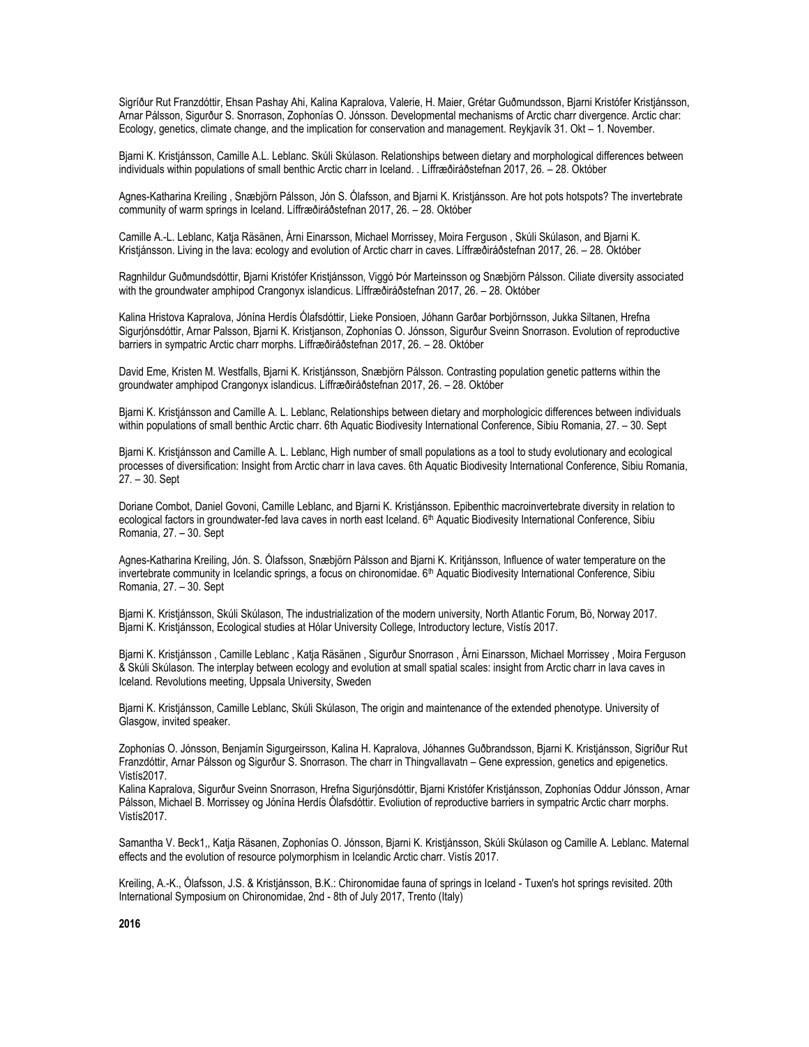Sigríður Rut Franzdóttir, Ehsan Pashay Ahi, Kalina Kapralova, Valerie, H. Maier, Grétar Guðmundsson, Bjarni Kristófer Kristjánsson, Arnar Pálsson, Sigurður S. Snorrason, Zophonías O. Jónsson. Developmental mechanisms of Arctic charr divergence. Arctic char: Ecology, genetics, climate change, and the implication for conservation and management. Reykjavík 31. Okt – 1. November.

Bjarni K. Kristjánsson, Camille A.L. Leblanc. Skúli Skúlason. Relationships between dietary and morphological differences between individuals within populations of small benthic Arctic charr in Iceland. . Líffræðiráðstefnan 2017, 26. – 28. Október

Agnes-Katharina Kreiling , Snæbjörn Pálsson, Jón S. Ólafsson, and Bjarni K. Kristjánsson. Are hot pots hotspots? The invertebrate community of warm springs in Iceland. Líffræðiráðstefnan 2017, 26. – 28. Október

Camille A.-L. Leblanc, Katja Räsänen, Árni Einarsson, Michael Morrissey, Moira Ferguson , Skúli Skúlason, and Bjarni K. Kristjánsson. Living in the lava: ecology and evolution of Arctic charr in caves. Líffræðiráðstefnan 2017, 26. – 28. Október

Ragnhildur Guðmundsdóttir, Bjarni Kristófer Kristjánsson, Viggó Þór Marteinsson og Snæbjörn Pálsson. Ciliate diversity associated with the groundwater amphipod Crangonyx islandicus. Líffræðiráðstefnan 2017, 26. – 28. Október

Kalina Hristova Kapralova, Jónína Herdís Ólafsdóttir, Lieke Ponsioen, Jóhann Garðar Þorbjörnsson, Jukka Siltanen, Hrefna Sigurjónsdóttir, Arnar Palsson, Bjarni K. Kristjanson, Zophonías O. Jónsson, Sigurður Sveinn Snorrason. Evolution of reproductive barriers in sympatric Arctic charr morphs. Líffræðiráðstefnan 2017, 26. – 28. Október

David Eme, Kristen M. Westfalls, Bjarni K. Kristjánsson, Snæbjörn Pálsson. Contrasting population genetic patterns within the groundwater amphipod Crangonyx islandicus. Líffræðiráðstefnan 2017, 26. – 28. Október

Bjarni K. Kristjánsson and Camille A. L. Leblanc, Relationships between dietary and morphologicic differences between individuals within populations of small benthic Arctic charr. 6th Aquatic Biodivesity International Conference, Sibiu Romania, 27. – 30. Sept

Bjarni K. Kristjánsson and Camille A. L. Leblanc, High number of small populations as a tool to study evolutionary and ecological processes of diversification: Insight from Arctic charr in lava caves. 6th Aquatic Biodivesity International Conference, Sibiu Romania, 27. – 30. Sept

Doriane Combot, Daniel Govoni, Camille Leblanc, and Bjarni K. Kristjánsson. Epibenthic macroinvertebrate diversity in relation to ecological factors in groundwater-fed lava caves in north east Iceland. 6th Aquatic Biodivesity International Conference, Sibiu Romania, 27. – 30. Sept

Agnes-Katharina Kreiling, Jón. S. Ólafsson, Snæbjörn Pálsson and Bjarni K. Kritjánsson, Influence of water temperature on the invertebrate community in Icelandic springs, a focus on chironomidae. 6th Aquatic Biodivesity International Conference, Sibiu Romania, 27. – 30. Sept

Bjarni K. Kristjánsson, Skúli Skúlason, The industrialization of the modern university, North Atlantic Forum, Bö, Norway 2017.
Bjarni K. Kristjánsson, Ecological studies at Hólar University College, Introductory lecture, Vistís 2017.

Bjarni K. Kristjánsson , Camille Leblanc , Katja Räsänen , Sigurður Snorrason , Árni Einarsson, Michael Morrissey , Moira Ferguson & Skúli Skúlason. The interplay between ecology and evolution at small spatial scales: insight from Arctic charr in lava caves in Iceland. Revolutions meeting, Uppsala University, Sweden

Bjarni K. Kristjánsson, Camille Leblanc, Skúli Skúlason, The origin and maintenance of the extended phenotype. University of Glasgow, invited speaker.

Zophonías O. Jónsson, Benjamín Sigurgeirsson, Kalina H. Kapralova, Jóhannes Guðbrandsson, Bjarni K. Kristjánsson, Sigríður Rut Franzdóttir, Arnar Pálsson og Sigurður S. Snorrason. The charr in Thingvallavatn – Gene expression, genetics and epigenetics. Vistís2017.
Kalina Kapralova, Sigurður Sveinn Snorrason, Hrefna Sigurjónsdóttir, Bjarni Kristófer Kristjánsson, Zophonías Oddur Jónsson, Arnar Pálsson, Michael B. Morrissey og Jónína Herdís Ólafsdóttir. Evoliution of reproductive barriers in sympatric Arctic charr morphs. Vistís2017.

Samantha V. Beck1,, Katja Räsänen, Zophonías O. Jónsson, Bjarni K. Kristjánsson, Skúli Skúlason og Camille A. Leblanc. Maternal effects and the evolution of resource polymorphism in Icelandic Arctic charr. Vistís 2017.

Kreiling, A.-K., Ólafsson, J.S. & Kristjánsson, B.K.: Chironomidae fauna of springs in Iceland - Tuxen's hot springs revisited. 20th International Symposium on Chironomidae, 2nd - 8th of July 2017, Trento (Italy)

**2016**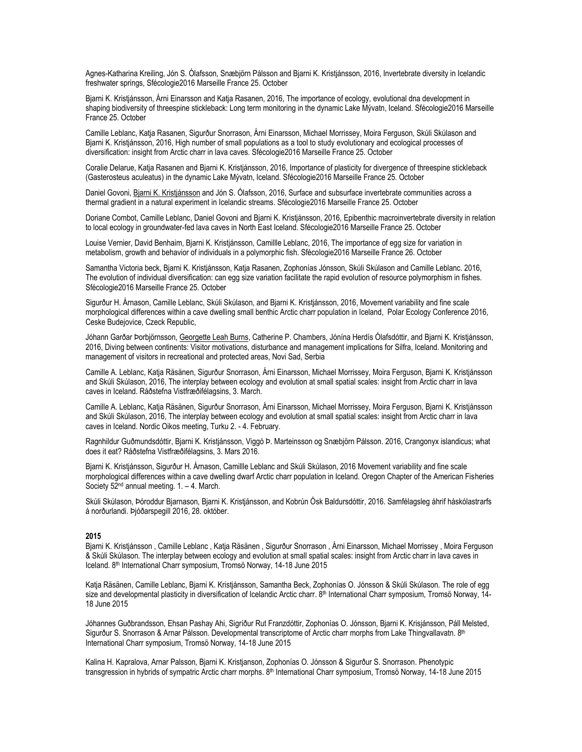Agnes-Katharina Kreiling, Jón S. Ólafsson, Snæbjörn Pálsson and Bjarni K. Kristjánsson, 2016, Invertebrate diversity in Icelandic freshwater springs, Sfécologie2016 Marseille France 25. October

Bjarni K. Kristjánsson, Árni Einarsson and Katja Rasanen, 2016, The importance of ecology, evolutional dna development in shaping biodiversity of threespine stickleback: Long term monitoring in the dynamic Lake Mývatn, Iceland. Sfécologie2016 Marseille France 25. October

Camille Leblanc, Katja Rasanen, Sigurður Snorrason, Árni Einarsson, Michael Morrissey, Moira Ferguson, Skúli Skúlason and Bjarni K. Kristjánsson, 2016, High number of small populations as a tool to study evolutionary and ecological processes of diversification: insight from Arctic charr in lava caves. Sfécologie2016 Marseille France 25. October

Coralie Delarue, Katja Rasanen and Bjarni K. Kristjánsson, 2016, Importance of plasticity for divergence of threespine stickleback (Gasterosteus aculeatus) in the dynamic Lake Mývatn, Iceland. Sfécologie2016 Marseille France 25. October

Daniel Govoni, Bjarni K. Kristjánsson and Jón S. Ólafsson, 2016, Surface and subsurface invertebrate communities across a thermal gradient in a natural experiment in Icelandic streams. Sfécologie2016 Marseille France 25. October

Doriane Combot, Camille Leblanc, Daniel Govoni and Bjarni K. Kristjánsson, 2016, Epibenthic macroinvertebrate diversity in relation to local ecology in groundwater-fed lava caves in North East Iceland. Sfécologie2016 Marseille France 25. October

Louise Vernier, David Benhaim, Bjarni K. Kristjánsson, Camillle Leblanc, 2016, The importance of egg size for variation in metabolism, growth and behavior of individuals in a polymorphic fish. Sfécologie2016 Marseille France 26. October

Samantha Victoria beck, Bjarni K. Kristjánsson, Katja Rasanen, Zophonías Jónsson, Skúli Skúlason and Camille Leblanc. 2016, The evolution of individual diversification: can egg size variation facilitate the rapid evolution of resource polymorphism in fishes. Sfécologie2016 Marseille France 25. October

Sigurður H. Árnason, Camille Leblanc, Skúli Skúlason, and Bjarni K. Kristjánsson, 2016, Movement variability and fine scale morphological differences within a cave dwelling small benthic Arctic charr population in Iceland, Polar Ecology Conference 2016, Ceske Budejovice, Czeck Republic,

Jóhann Garðar Þorbjörnsson, Georgette Leah Burns, Catherine P. Chambers, Jónína Herdís Ólafsdóttir, and Bjarni K. Kristjánsson, 2016, Diving between continents: Visitor motivations, disturbance and management implications for Silfra, Iceland. Monitoring and management of visitors in recreational and protected areas, Novi Sad, Serbia

Camille A. Leblanc, Katja Räsänen, Sigurður Snorrason, Árni Einarsson, Michael Morrissey, Moira Ferguson, Bjarni K. Kristjánsson and Skúli Skúlason, 2016, The interplay between ecology and evolution at small spatial scales: insight from Arctic charr in lava caves in Iceland. Ráðstefna Vistfræðifélagsins, 3. March.

Camille A. Leblanc, Katja Räsänen, Sigurður Snorrason, Árni Einarsson, Michael Morrissey, Moira Ferguson, Bjarni K. Kristjánsson and Skúli Skúlason, 2016, The interplay between ecology and evolution at small spatial scales: insight from Arctic charr in lava caves in Iceland. Nordic Oikos meeting, Turku 2. - 4. February.

Ragnhildur Guðmundsdóttir, Bjarni K. Kristjánsson, Viggó Þ. Marteinsson og Snæbjörn Pálsson. 2016, Crangonyx islandicus; what does it eat? Ráðstefna Vistfræðifélagsins, 3. Mars 2016.

Bjarni K. Kristjánsson, Sigurður H. Árnason, Camillle Leblanc and Skúli Skúlason, 2016 Movement variability and fine scale morphological differences within a cave dwelling dwarf Arctic charr population in Iceland. Oregon Chapter of the American Fisheries Society 52nd annual meeting. 1. – 4. March.

Skúli Skúlason, Þóroddur Bjarnason, Bjarni K. Kristjánsson, and Kobrún Ósk Baldursdóttir, 2016. Samfélagsleg áhrif háskólastrarfs á norðurlandi. Þjóðarspegill 2016, 28. október.

**2015**

Bjarni K. Kristjánsson , Camille Leblanc , Katja Räsänen , Sigurður Snorrason , Árni Einarsson, Michael Morrissey , Moira Ferguson & Skúli Skúlason. The interplay between ecology and evolution at small spatial scales: insight from Arctic charr in lava caves in Iceland. 8th International Charr symposium, Tromsö Norway, 14-18 June 2015

Katja Räsänen, Camille Leblanc, Bjarni K. Kristjánsson, Samantha Beck, Zophonías O. Jónsson & Skúli Skúlason. The role of egg size and developmental plasticity in diversification of Icelandic Arctic charr. 8th International Charr symposium, Tromsö Norway, 14-18 June 2015

Jóhannes Guðbrandsson, Ehsan Pashay Ahi, Sigríður Rut Franzdóttir, Zophonías O. Jónsson, Bjarni K. Krisjánsson, Páll Melsted, Sigurður S. Snorrason & Arnar Pálsson. Developmental transcriptome of Arctic charr morphs from Lake Thingvallavatn. 8th International Charr symposium, Tromsö Norway, 14-18 June 2015

Kalina H. Kapralova, Arnar Palsson, Bjarni K. Kristjanson, Zophonías O. Jónsson & Sigurður S. Snorrason. Phenotypic transgression in hybrids of sympatric Arctic charr morphs. 8th International Charr symposium, Tromsö Norway, 14-18 June 2015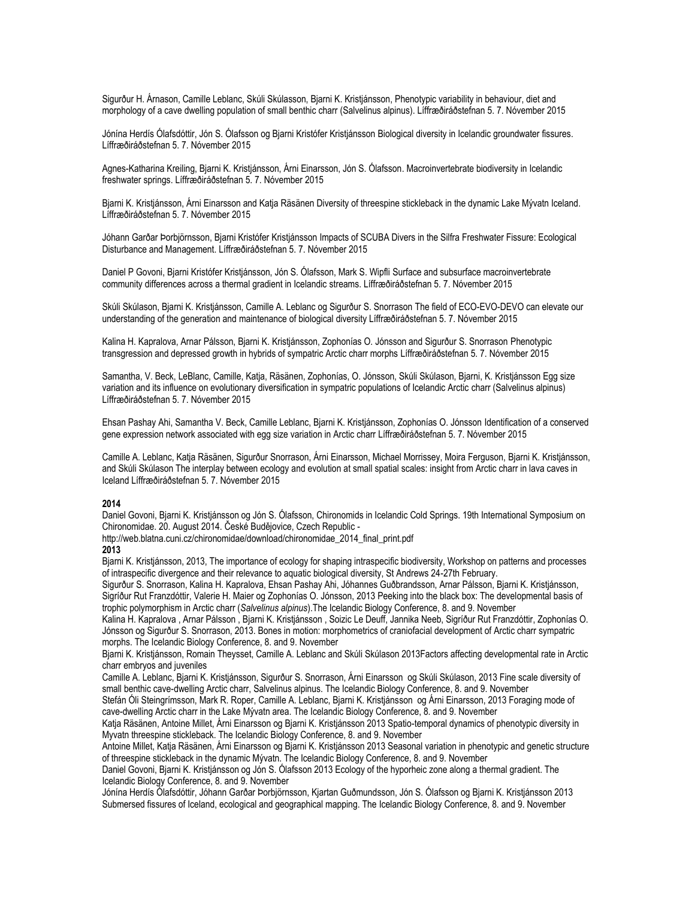Sigurður H. Árnason, Camille Leblanc, Skúli Skúlasson, Bjarni K. Kristjánsson, Phenotypic variability in behaviour, diet and morphology of a cave dwelling population of small benthic charr (Salvelinus alpinus). Líffræðiráðstefnan 5. 7. Nóvember 2015

Jónína Herdís Ólafsdóttir, Jón S. Ólafsson og Bjarni Kristófer Kristjánsson Biological diversity in Icelandic groundwater fissures. Líffræðiráðstefnan 5. 7. Nóvember 2015

Agnes-Katharina Kreiling, Bjarni K. Kristjánsson, Árni Einarsson, Jón S. Ólafsson. Macroinvertebrate biodiversity in Icelandic freshwater springs. Líffræðiráðstefnan 5. 7. Nóvember 2015

Bjarni K. Kristjánsson, Árni Einarsson and Katja Räsänen Diversity of threespine stickleback in the dynamic Lake Mývatn Iceland. Líffræðiráðstefnan 5. 7. Nóvember 2015

Jóhann Garðar Þorbjörnsson, Bjarni Kristófer Kristjánsson Impacts of SCUBA Divers in the Silfra Freshwater Fissure: Ecological Disturbance and Management. Líffræðiráðstefnan 5. 7. Nóvember 2015

Daniel P Govoni, Bjarni Kristófer Kristjánsson, Jón S. Ólafsson, Mark S. Wipfli Surface and subsurface macroinvertebrate community differences across a thermal gradient in Icelandic streams. Líffræðiráðstefnan 5. 7. Nóvember 2015

Skúli Skúlason, Bjarni K. Kristjánsson, Camille A. Leblanc og Sigurður S. Snorrason The field of ECO-EVO-DEVO can elevate our understanding of the generation and maintenance of biological diversity Líffræðiráðstefnan 5. 7. Nóvember 2015

Kalina H. Kapralova, Arnar Pálsson, Bjarni K. Kristjánsson, Zophonías O. Jónsson and Sigurður S. Snorrason Phenotypic transgression and depressed growth in hybrids of sympatric Arctic charr morphs Líffræðiráðstefnan 5. 7. Nóvember 2015

Samantha, V. Beck, LeBlanc, Camille, Katja, Räsänen, Zophonías, O. Jónsson, Skúli Skúlason, Bjarni, K. Kristjánsson Egg size variation and its influence on evolutionary diversification in sympatric populations of Icelandic Arctic charr (Salvelinus alpinus) Líffræðiráðstefnan 5. 7. Nóvember 2015

Ehsan Pashay Ahi, Samantha V. Beck, Camille Leblanc, Bjarni K. Kristjánsson, Zophonías O. Jónsson Identification of a conserved gene expression network associated with egg size variation in Arctic charr Líffræðiráðstefnan 5. 7. Nóvember 2015

Camille A. Leblanc, Katja Räsänen, Sigurður Snorrason, Árni Einarsson, Michael Morrissey, Moira Ferguson, Bjarni K. Kristjánsson, and Skúli Skúlason The interplay between ecology and evolution at small spatial scales: insight from Arctic charr in lava caves in Iceland Líffræðiráðstefnan 5. 7. Nóvember 2015

**2014**

Daniel Govoni, Bjarni K. Kristjánsson og Jón S. Ólafsson, Chironomids in Icelandic Cold Springs. 19th International Symposium on Chironomidae. 20. August 2014. České Budějovice, Czech Republic - http://web.blatna.cuni.cz/chironomidae/download/chironomidae_2014_final_print.pdf

**2013**

Bjarni K. Kristjánsson, 2013, The importance of ecology for shaping intraspecific biodiversity, Workshop on patterns and processes of intraspecific divergence and their relevance to aquatic biological diversity, St Andrews 24-27th February.

Sigurður S. Snorrason, Kalina H. Kapralova, Ehsan Pashay Ahi, Jóhannes Guðbrandsson, Arnar Pálsson, Bjarni K. Kristjánsson, Sigríður Rut Franzdóttir, Valerie H. Maier og Zophonías O. Jónsson, 2013 Peeking into the black box: The developmental basis of trophic polymorphism in Arctic charr (*Salvelinus alpinus*).The Icelandic Biology Conference, 8. and 9. November

Kalina H. Kapralova , Arnar Pálsson , Bjarni K. Kristjánsson , Soizic Le Deuff, Jannika Neeb, Sigríður Rut Franzdóttir, Zophonías O. Jónsson og Sigurður S. Snorrason, 2013. Bones in motion: morphometrics of craniofacial development of Arctic charr sympatric morphs. The Icelandic Biology Conference, 8. and 9. November

Bjarni K. Kristjánsson, Romain Theysset, Camille A. Leblanc and Skúli Skúlason 2013Factors affecting developmental rate in Arctic charr embryos and juveniles

Camille A. Leblanc, Bjarni K. Kristjánsson, Sigurður S. Snorrason, Árni Einarsson og Skúli Skúlason, 2013 Fine scale diversity of small benthic cave-dwelling Arctic charr, Salvelinus alpinus. The Icelandic Biology Conference, 8. and 9. November

Stefán Óli Steingrímsson, Mark R. Roper, Camille A. Leblanc, Bjarni K. Kristjánsson og Árni Einarsson, 2013 Foraging mode of cave-dwelling Arctic charr in the Lake Mývatn area. The Icelandic Biology Conference, 8. and 9. November

Katja Räsänen, Antoine Millet, Árni Einarsson og Bjarni K. Kristjánsson 2013 Spatio-temporal dynamics of phenotypic diversity in Myvatn threespine stickleback. The Icelandic Biology Conference, 8. and 9. November

Antoine Millet, Katja Räsänen, Árni Einarsson og Bjarni K. Kristjánsson 2013 Seasonal variation in phenotypic and genetic structure of threespine stickleback in the dynamic Mývatn. The Icelandic Biology Conference, 8. and 9. November

Daniel Govoni, Bjarni K. Kristjánsson og Jón S. Ólafsson 2013 Ecology of the hyporheic zone along a thermal gradient. The Icelandic Biology Conference, 8. and 9. November

Jónína Herdís Ólafsdóttir, Jóhann Garðar Þorbjörnsson, Kjartan Guðmundsson, Jón S. Ólafsson og Bjarni K. Kristjánsson 2013 Submersed fissures of Iceland, ecological and geographical mapping. The Icelandic Biology Conference, 8. and 9. November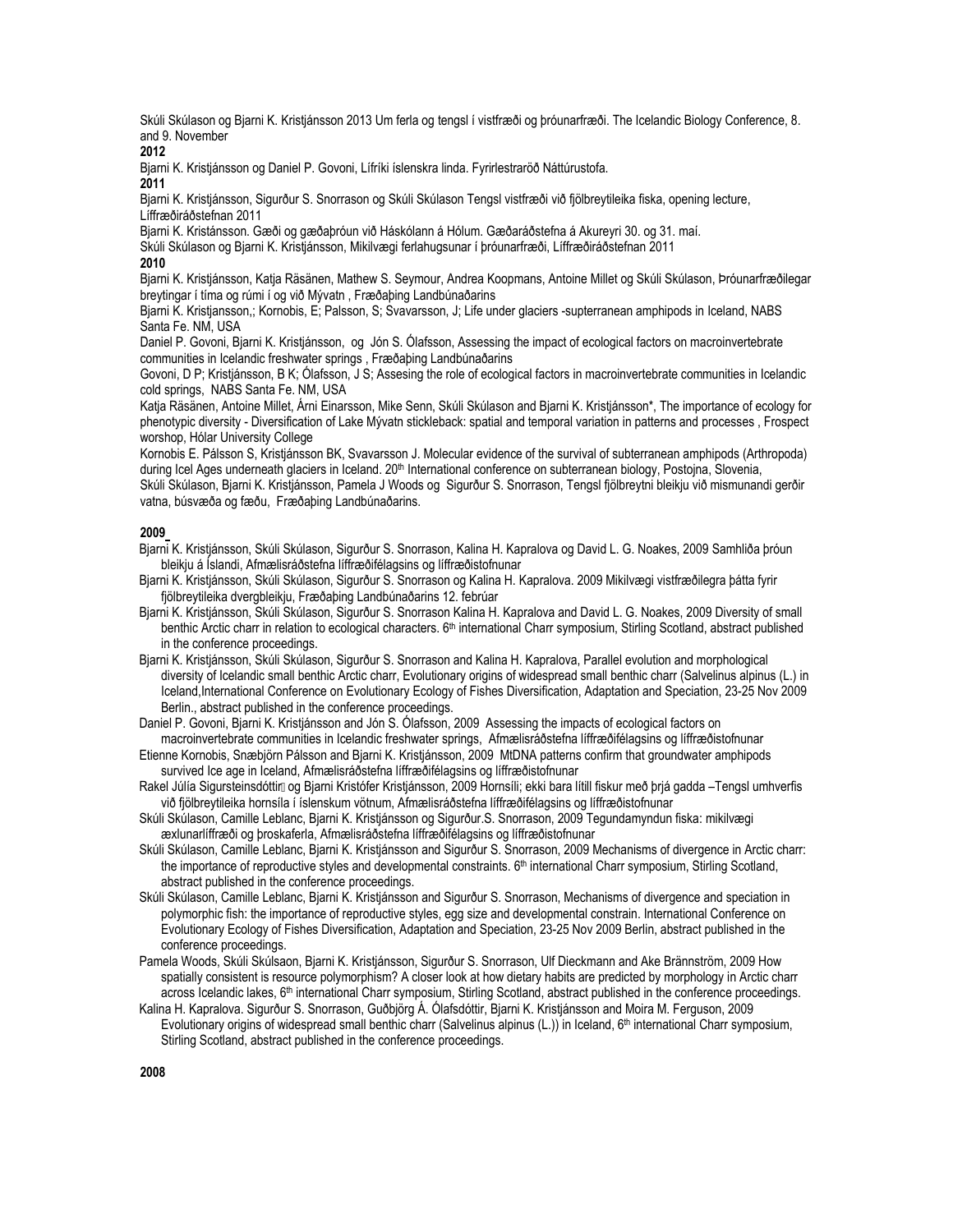Skúli Skúlason og Bjarni K. Kristjánsson 2013 Um ferla og tengsl í vistfræði og þróunarfræði. The Icelandic Biology Conference, 8. and 9. November

**2012**

Bjarni K. Kristjánsson og Daniel P. Govoni, Lífríki íslenskra linda. Fyrirlestraröð Náttúrustofa.

**2011**

Bjarni K. Kristjánsson, Sigurður S. Snorrason og Skúli Skúlason Tengsl vistfræði við fjölbreytileika fiska, opening lecture, Líffræðiráðstefnan 2011

Bjarni K. Kristánsson. Gæði og gæðaþróun við Háskólann á Hólum. Gæðaráðstefna á Akureyri 30. og 31. maí.

Skúli Skúlason og Bjarni K. Kristjánsson, Mikilvægi ferlahugsunar í þróunarfræði, Líffræðiráðstefnan 2011

**2010**

Bjarni K. Kristjánsson, Katja Räsänen, Mathew S. Seymour, Andrea Koopmans, Antoine Millet og Skúli Skúlason, Þróunarfræðilegar breytingar í tíma og rúmi í og við Mývatn , Fræðaþing Landbúnaðarins

Bjarni K. Kristjansson,; Kornobis, E; Palsson, S; Svavarsson, J; Life under glaciers -supterranean amphipods in Iceland, NABS Santa Fe. NM, USA

Daniel P. Govoni, Bjarni K. Kristjánsson, og Jón S. Ólafsson, Assessing the impact of ecological factors on macroinvertebrate communities in Icelandic freshwater springs , Fræðaþing Landbúnaðarins

Govoni, D P; Kristjánsson, B K; Ólafsson, J S; Assesing the role of ecological factors in macroinvertebrate communities in Icelandic cold springs, NABS Santa Fe. NM, USA

Katja Räsänen, Antoine Millet, Árni Einarsson, Mike Senn, Skúli Skúlason and Bjarni K. Kristjánsson*, The importance of ecology for phenotypic diversity - Diversification of Lake Mývatn stickleback: spatial and temporal variation in patterns and processes , Frospect worshop, Hólar University College

Kornobis E. Pálsson S, Kristjánsson BK, Svavarsson J. Molecular evidence of the survival of subterranean amphipods (Arthropoda) during Icel Ages underneath glaciers in Iceland. 20th International conference on subterranean biology, Postojna, Slovenia,

Skúli Skúlason, Bjarni K. Kristjánsson, Pamela J Woods og Sigurður S. Snorrason, Tengsl fjölbreytni bleikju við mismunandi gerðir vatna, búsvæða og fæðu, Fræðaþing Landbúnaðarins.

**2009**

- Bjarni K. Kristjánsson, Skúli Skúlason, Sigurður S. Snorrason, Kalina H. Kapralova og David L. G. Noakes, 2009 Samhliða þróun bleikju á Íslandi, Afmælisráðstefna líffræðifélagsins og líffræðistofnunar
- Bjarni K. Kristjánsson, Skúli Skúlason, Sigurður S. Snorrason og Kalina H. Kapralova. 2009 Mikilvægi vistfræðilegra þátta fyrir fjölbreytileika dvergbleikju, Fræðaþing Landbúnaðarins 12. febrúar
- Bjarni K. Kristjánsson, Skúli Skúlason, Sigurður S. Snorrason Kalina H. Kapralova and David L. G. Noakes, 2009 Diversity of small benthic Arctic charr in relation to ecological characters. 6th international Charr symposium, Stirling Scotland, abstract published in the conference proceedings.
- Bjarni K. Kristjánsson, Skúli Skúlason, Sigurður S. Snorrason and Kalina H. Kapralova, Parallel evolution and morphological diversity of Icelandic small benthic Arctic charr, Evolutionary origins of widespread small benthic charr (Salvelinus alpinus (L.) in Iceland,International Conference on Evolutionary Ecology of Fishes Diversification, Adaptation and Speciation, 23-25 Nov 2009 Berlin., abstract published in the conference proceedings.
- Daniel P. Govoni, Bjarni K. Kristjánsson and Jón S. Ólafsson, 2009 Assessing the impacts of ecological factors on macroinvertebrate communities in Icelandic freshwater springs, Afmælisráðstefna líffræðifélagsins og líffræðistofnunar
- Etienne Kornobis, Snæbjörn Pálsson and Bjarni K. Kristjánsson, 2009 MtDNA patterns confirm that groundwater amphipods survived Ice age in Iceland, Afmælisráðstefna líffræðifélagsins og líffræðistofnunar
- Rakel Júlía Sigursteinsdóttir og Bjarni Kristófer Kristjánsson, 2009 Hornsíli; ekki bara lítill fiskur með þrjá gadda –Tengsl umhverfis við fjölbreytileika hornsíla í íslenskum vötnum, Afmælisráðstefna líffræðifélagsins og líffræðistofnunar
- Skúli Skúlason, Camille Leblanc, Bjarni K. Kristjánsson og Sigurður.S. Snorrason, 2009 Tegundamyndun fiska: mikilvægi æxlunarlíffræði og þroskaferla, Afmælisráðstefna líffræðifélagsins og líffræðistofnunar
- Skúli Skúlason, Camille Leblanc, Bjarni K. Kristjánsson and Sigurður S. Snorrason, 2009 Mechanisms of divergence in Arctic charr: the importance of reproductive styles and developmental constraints. 6th international Charr symposium, Stirling Scotland, abstract published in the conference proceedings.
- Skúli Skúlason, Camille Leblanc, Bjarni K. Kristjánsson and Sigurður S. Snorrason, Mechanisms of divergence and speciation in polymorphic fish: the importance of reproductive styles, egg size and developmental constrain. International Conference on Evolutionary Ecology of Fishes Diversification, Adaptation and Speciation, 23-25 Nov 2009 Berlin, abstract published in the conference proceedings.
- Pamela Woods, Skúli Skúlsaon, Bjarni K. Kristjánsson, Sigurður S. Snorrason, Ulf Dieckmann and Ake Brännström, 2009 How spatially consistent is resource polymorphism? A closer look at how dietary habits are predicted by morphology in Arctic charr across Icelandic lakes, 6th international Charr symposium, Stirling Scotland, abstract published in the conference proceedings.
- Kalina H. Kapralova. Sigurður S. Snorrason, Guðbjörg Á. Ólafsdóttir, Bjarni K. Kristjánsson and Moira M. Ferguson, 2009 Evolutionary origins of widespread small benthic charr (Salvelinus alpinus (L.)) in Iceland, 6th international Charr symposium, Stirling Scotland, abstract published in the conference proceedings.

**2008**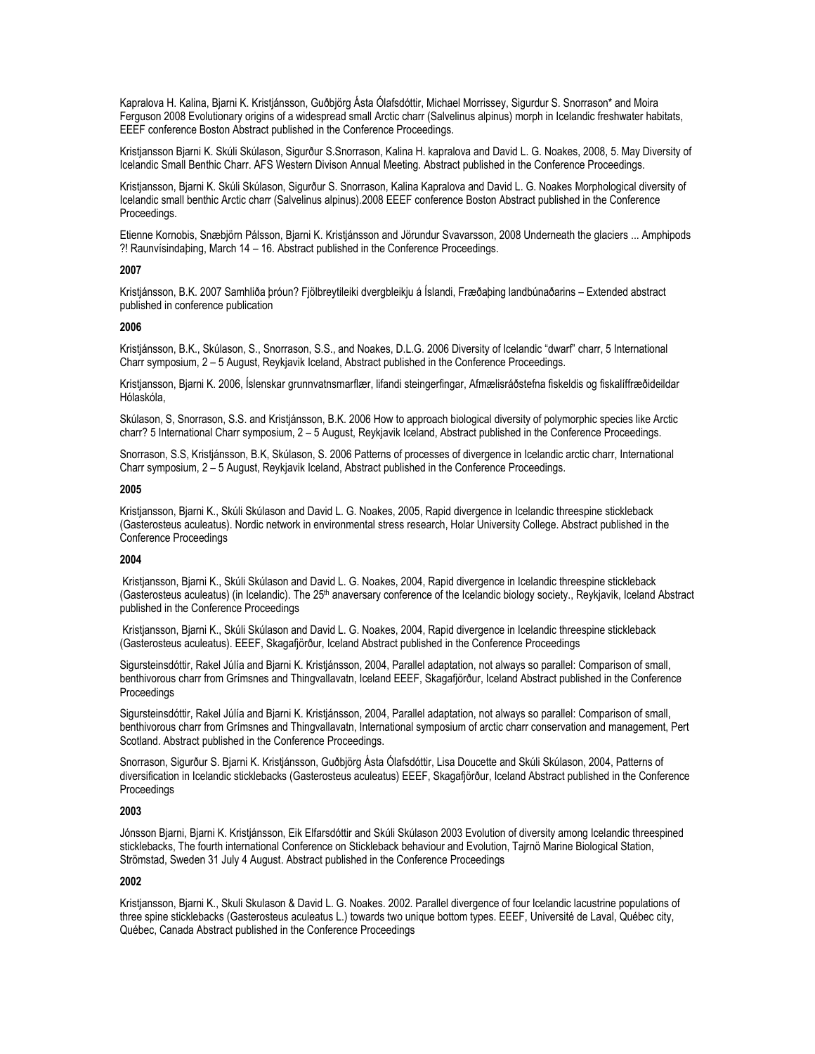Kapralova H. Kalina, Bjarni K. Kristjánsson, Guðbjörg Ásta Ólafsdóttir, Michael Morrissey, Sigurdur S. Snorrason* and Moira Ferguson 2008 Evolutionary origins of a widespread small Arctic charr (Salvelinus alpinus) morph in Icelandic freshwater habitats, EEEF conference Boston Abstract published in the Conference Proceedings.

Kristjansson Bjarni K. Skúli Skúlason, Sigurður S.Snorrason, Kalina H. kapralova and David L. G. Noakes, 2008, 5. May Diversity of Icelandic Small Benthic Charr. AFS Western Divison Annual Meeting. Abstract published in the Conference Proceedings.

Kristjansson, Bjarni K. Skúli Skúlason, Sigurður S. Snorrason, Kalina Kapralova and David L. G. Noakes Morphological diversity of Icelandic small benthic Arctic charr (Salvelinus alpinus).2008 EEEF conference Boston Abstract published in the Conference Proceedings.

Etienne Kornobis, Snæbjörn Pálsson, Bjarni K. Kristjánsson and Jörundur Svavarsson, 2008 Underneath the glaciers ... Amphipods ?! Raunvísindaþing, March 14 – 16. Abstract published in the Conference Proceedings.

**2007**

Kristjánsson, B.K. 2007 Samhliða þróun? Fjölbreytileiki dvergbleikju á Íslandi, Fræðaþing landbúnaðarins – Extended abstract published in conference publication

**2006**

Kristjánsson, B.K., Skúlason, S., Snorrason, S.S., and Noakes, D.L.G. 2006 Diversity of Icelandic "dwarf" charr, 5 International Charr symposium, 2 – 5 August, Reykjavik Iceland, Abstract published in the Conference Proceedings.

Kristjansson, Bjarni K. 2006, Íslenskar grunnvatnsmarflær, lifandi steingerfingar, Afmælisráðstefna fiskeldis og fiskalíffræðideildar Hólaskóla,

Skúlason, S, Snorrason, S.S. and Kristjánsson, B.K. 2006 How to approach biological diversity of polymorphic species like Arctic charr? 5 International Charr symposium, 2 – 5 August, Reykjavik Iceland, Abstract published in the Conference Proceedings.

Snorrason, S.S, Kristjánsson, B.K, Skúlason, S. 2006 Patterns of processes of divergence in Icelandic arctic charr, International Charr symposium, 2 – 5 August, Reykjavik Iceland, Abstract published in the Conference Proceedings.

**2005**

Kristjansson, Bjarni K., Skúli Skúlason and David L. G. Noakes, 2005, Rapid divergence in Icelandic threespine stickleback (Gasterosteus aculeatus). Nordic network in environmental stress research, Holar University College. Abstract published in the Conference Proceedings

**2004**

Kristjansson, Bjarni K., Skúli Skúlason and David L. G. Noakes, 2004, Rapid divergence in Icelandic threespine stickleback (Gasterosteus aculeatus) (in Icelandic). The 25th anaversary conference of the Icelandic biology society., Reykjavik, Iceland Abstract published in the Conference Proceedings

Kristjansson, Bjarni K., Skúli Skúlason and David L. G. Noakes, 2004, Rapid divergence in Icelandic threespine stickleback (Gasterosteus aculeatus). EEEF, Skagafjörður, Iceland Abstract published in the Conference Proceedings

Sigursteinsdóttir, Rakel Júlía and Bjarni K. Kristjánsson, 2004, Parallel adaptation, not always so parallel: Comparison of small, benthivorous charr from Grímsnes and Thingvallavatn, Iceland EEEF, Skagafjörður, Iceland Abstract published in the Conference Proceedings

Sigursteinsdóttir, Rakel Júlía and Bjarni K. Kristjánsson, 2004, Parallel adaptation, not always so parallel: Comparison of small, benthivorous charr from Grímsnes and Thingvallavatn, International symposium of arctic charr conservation and management, Pert Scotland. Abstract published in the Conference Proceedings.

Snorrason, Sigurður S. Bjarni K. Kristjánsson, Guðbjörg Ásta Ólafsdóttir, Lisa Doucette and Skúli Skúlason, 2004, Patterns of diversification in Icelandic sticklebacks (Gasterosteus aculeatus) EEEF, Skagafjörður, Iceland Abstract published in the Conference Proceedings

**2003**

Jónsson Bjarni, Bjarni K. Kristjánsson, Eik Elfarsdóttir and Skúli Skúlason 2003 Evolution of diversity among Icelandic threespined sticklebacks, The fourth international Conference on Stickleback behaviour and Evolution, Tajrnö Marine Biological Station, Strömstad, Sweden 31 July 4 August. Abstract published in the Conference Proceedings

**2002**

Kristjansson, Bjarni K., Skuli Skulason & David L. G. Noakes. 2002. Parallel divergence of four Icelandic lacustrine populations of three spine sticklebacks (Gasterosteus aculeatus L.) towards two unique bottom types. EEEF, Université de Laval, Québec city, Québec, Canada Abstract published in the Conference Proceedings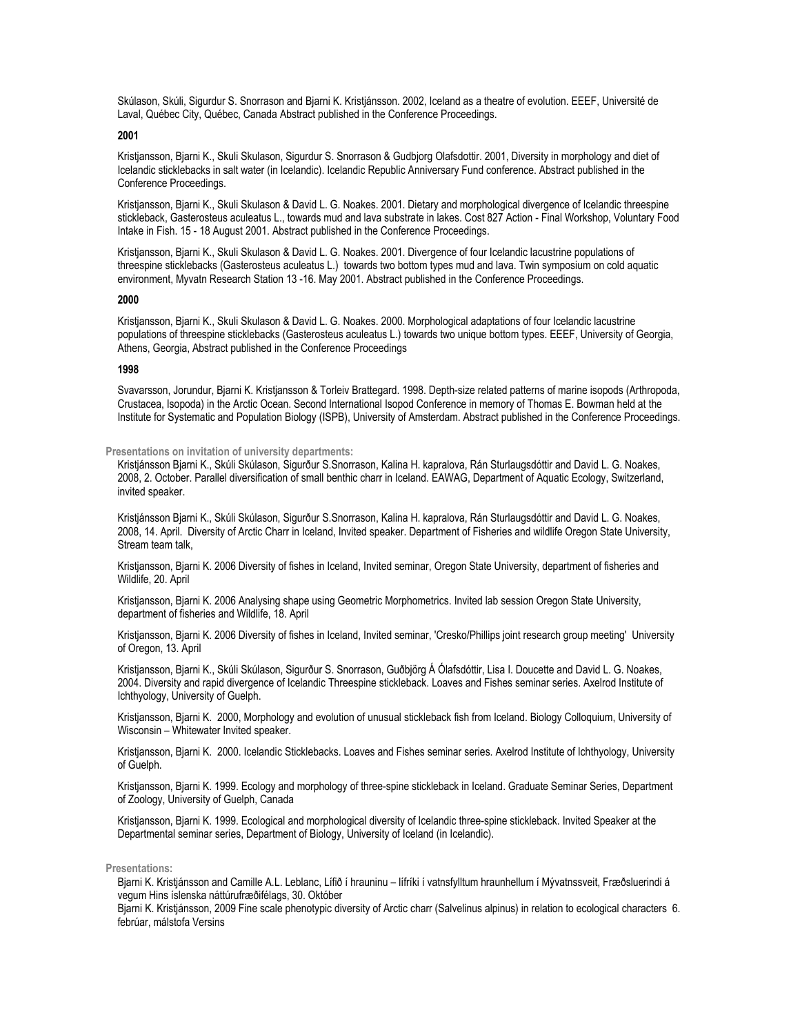Skúlason, Skúli, Sigurdur S. Snorrason and Bjarni K. Kristjánsson. 2002, Iceland as a theatre of evolution. EEEF, Université de Laval, Québec City, Québec, Canada Abstract published in the Conference Proceedings.

**2001**

Kristjansson, Bjarni K., Skuli Skulason, Sigurdur S. Snorrason & Gudbjorg Olafsdottir. 2001, Diversity in morphology and diet of Icelandic sticklebacks in salt water (in Icelandic). Icelandic Republic Anniversary Fund conference. Abstract published in the Conference Proceedings.

Kristjansson, Bjarni K., Skuli Skulason & David L. G. Noakes. 2001. Dietary and morphological divergence of Icelandic threespine stickleback, Gasterosteus aculeatus L., towards mud and lava substrate in lakes. Cost 827 Action - Final Workshop, Voluntary Food Intake in Fish. 15 - 18 August 2001. Abstract published in the Conference Proceedings.

Kristjansson, Bjarni K., Skuli Skulason & David L. G. Noakes. 2001. Divergence of four Icelandic lacustrine populations of threespine sticklebacks (Gasterosteus aculeatus L.) towards two bottom types mud and lava. Twin symposium on cold aquatic environment, Myvatn Research Station 13 -16. May 2001. Abstract published in the Conference Proceedings.

**2000**

Kristjansson, Bjarni K., Skuli Skulason & David L. G. Noakes. 2000. Morphological adaptations of four Icelandic lacustrine populations of threespine sticklebacks (Gasterosteus aculeatus L.) towards two unique bottom types. EEEF, University of Georgia, Athens, Georgia, Abstract published in the Conference Proceedings

**1998**

Svavarsson, Jorundur, Bjarni K. Kristjansson & Torleiv Brattegard. 1998. Depth-size related patterns of marine isopods (Arthropoda, Crustacea, Isopoda) in the Arctic Ocean. Second International Isopod Conference in memory of Thomas E. Bowman held at the Institute for Systematic and Population Biology (ISPB), University of Amsterdam. Abstract published in the Conference Proceedings.

**Presentations on invitation of university departments:**

Kristjánsson Bjarni K., Skúli Skúlason, Sigurður S.Snorrason, Kalina H. kapralova, Rán Sturlaugsdóttir and David L. G. Noakes, 2008, 2. October. Parallel diversification of small benthic charr in Iceland. EAWAG, Department of Aquatic Ecology, Switzerland, invited speaker.

Kristjánsson Bjarni K., Skúli Skúlason, Sigurður S.Snorrason, Kalina H. kapralova, Rán Sturlaugsdóttir and David L. G. Noakes, 2008, 14. April. Diversity of Arctic Charr in Iceland, Invited speaker. Department of Fisheries and wildlife Oregon State University, Stream team talk,

Kristjansson, Bjarni K. 2006 Diversity of fishes in Iceland, Invited seminar, Oregon State University, department of fisheries and Wildlife, 20. April

Kristjansson, Bjarni K. 2006 Analysing shape using Geometric Morphometrics. Invited lab session Oregon State University, department of fisheries and Wildlife, 18. April

Kristjansson, Bjarni K. 2006 Diversity of fishes in Iceland, Invited seminar, 'Cresko/Phillips joint research group meeting' University of Oregon, 13. April

Kristjansson, Bjarni K., Skúli Skúlason, Sigurður S. Snorrason, Guðbjörg Á Ólafsdóttir, Lisa I. Doucette and David L. G. Noakes, 2004. Diversity and rapid divergence of Icelandic Threespine stickleback. Loaves and Fishes seminar series. Axelrod Institute of Ichthyology, University of Guelph.

Kristjansson, Bjarni K. 2000, Morphology and evolution of unusual stickleback fish from Iceland. Biology Colloquium, University of Wisconsin – Whitewater Invited speaker.

Kristjansson, Bjarni K. 2000. Icelandic Sticklebacks. Loaves and Fishes seminar series. Axelrod Institute of Ichthyology, University of Guelph.

Kristjansson, Bjarni K. 1999. Ecology and morphology of three-spine stickleback in Iceland. Graduate Seminar Series, Department of Zoology, University of Guelph, Canada

Kristjansson, Bjarni K. 1999. Ecological and morphological diversity of Icelandic three-spine stickleback. Invited Speaker at the Departmental seminar series, Department of Biology, University of Iceland (in Icelandic).

**Presentations:**

Bjarni K. Kristjánsson and Camille A.L. Leblanc, Lífið í hrauninu – lífríki í vatnsfylltum hraunhellum í Mývatnssveit, Fræðsluerindi á vegum Hins íslenska náttúrufræðifélags, 30. Október

Bjarni K. Kristjánsson, 2009 Fine scale phenotypic diversity of Arctic charr (Salvelinus alpinus) in relation to ecological characters 6. febrúar, málstofa Versins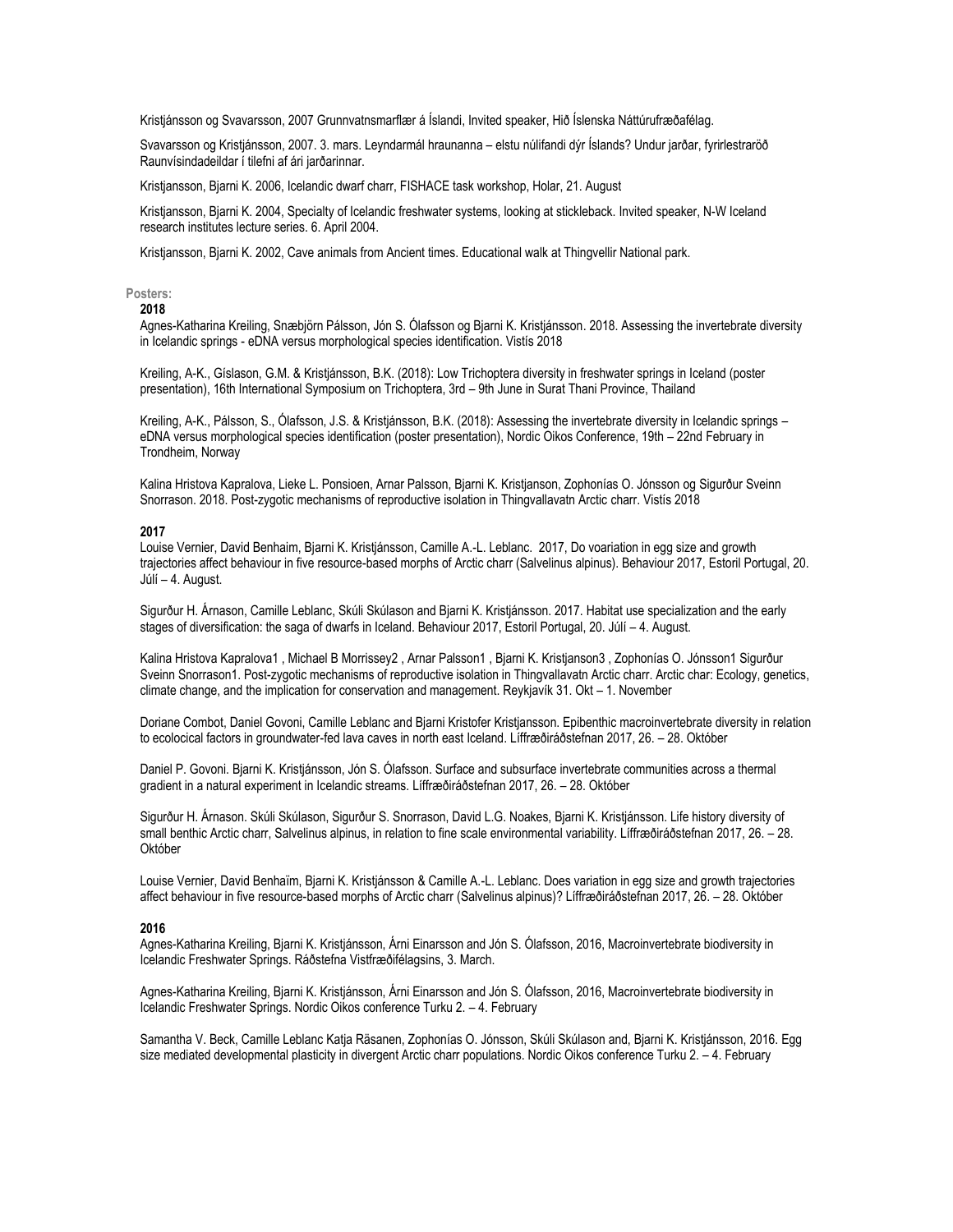Kristjánsson og Svavarsson, 2007 Grunnvatnsmarflær á Íslandi, Invited speaker, Hið Íslenska Náttúrufræðafélag.

Svavarsson og Kristjánsson, 2007. 3. mars. Leyndarmál hraunanna – elstu núlifandi dýr Íslands? Undur jarðar, fyrirlestraröð Raunvísindadeildar í tilefni af ári jarðarinnar.

Kristjansson, Bjarni K. 2006, Icelandic dwarf charr, FISHACE task workshop, Holar, 21. August

Kristjansson, Bjarni K. 2004, Specialty of Icelandic freshwater systems, looking at stickleback. Invited speaker, N-W Iceland research institutes lecture series. 6. April 2004.

Kristjansson, Bjarni K. 2002, Cave animals from Ancient times. Educational walk at Thingvellir National park.

**Posters:**

**2018**

Agnes-Katharina Kreiling, Snæbjörn Pálsson, Jón S. Ólafsson og Bjarni K. Kristjánsson. 2018. Assessing the invertebrate diversity in Icelandic springs - eDNA versus morphological species identification. Vistís 2018

Kreiling, A-K., Gíslason, G.M. & Kristjánsson, B.K. (2018): Low Trichoptera diversity in freshwater springs in Iceland (poster presentation), 16th International Symposium on Trichoptera, 3rd – 9th June in Surat Thani Province, Thailand

Kreiling, A-K., Pálsson, S., Ólafsson, J.S. & Kristjánsson, B.K. (2018): Assessing the invertebrate diversity in Icelandic springs – eDNA versus morphological species identification (poster presentation), Nordic Oikos Conference, 19th – 22nd February in Trondheim, Norway

Kalina Hristova Kapralova, Lieke L. Ponsioen, Arnar Palsson, Bjarni K. Kristjanson, Zophonías O. Jónsson og Sigurður Sveinn Snorrason. 2018. Post-zygotic mechanisms of reproductive isolation in Thingvallavatn Arctic charr. Vistís 2018

**2017**

Louise Vernier, David Benhaim, Bjarni K. Kristjánsson, Camille A.-L. Leblanc. 2017, Do voariation in egg size and growth trajectories affect behaviour in five resource-based morphs of Arctic charr (Salvelinus alpinus). Behaviour 2017, Estoril Portugal, 20. Júlí – 4. August.

Sigurður H. Árnason, Camille Leblanc, Skúli Skúlason and Bjarni K. Kristjánsson. 2017. Habitat use specialization and the early stages of diversification: the saga of dwarfs in Iceland. Behaviour 2017, Estoril Portugal, 20. Júlí – 4. August.

Kalina Hristova Kapralova1 , Michael B Morrissey2 , Arnar Palsson1 , Bjarni K. Kristjanson3 , Zophonías O. Jónsson1 Sigurður Sveinn Snorrason1. Post-zygotic mechanisms of reproductive isolation in Thingvallavatn Arctic charr. Arctic char: Ecology, genetics, climate change, and the implication for conservation and management. Reykjavík 31. Okt – 1. November

Doriane Combot, Daniel Govoni, Camille Leblanc and Bjarni Kristofer Kristjansson. Epibenthic macroinvertebrate diversity in relation to ecolocical factors in groundwater-fed lava caves in north east Iceland. Líffræðiráðstefnan 2017, 26. – 28. Október

Daniel P. Govoni. Bjarni K. Kristjánsson, Jón S. Ólafsson. Surface and subsurface invertebrate communities across a thermal gradient in a natural experiment in Icelandic streams. Líffræðiráðstefnan 2017, 26. – 28. Október

Sigurður H. Árnason. Skúli Skúlason, Sigurður S. Snorrason, David L.G. Noakes, Bjarni K. Kristjánsson. Life history diversity of small benthic Arctic charr, Salvelinus alpinus, in relation to fine scale environmental variability. Líffræðiráðstefnan 2017, 26. – 28. Október

Louise Vernier, David Benhaïm, Bjarni K. Kristjánsson & Camille A.-L. Leblanc. Does variation in egg size and growth trajectories affect behaviour in five resource-based morphs of Arctic charr (Salvelinus alpinus)? Líffræðiráðstefnan 2017, 26. – 28. Október

**2016**

Agnes-Katharina Kreiling, Bjarni K. Kristjánsson, Árni Einarsson and Jón S. Ólafsson, 2016, Macroinvertebrate biodiversity in Icelandic Freshwater Springs. Ráðstefna Vistfræðifélagsins, 3. March.

Agnes-Katharina Kreiling, Bjarni K. Kristjánsson, Árni Einarsson and Jón S. Ólafsson, 2016, Macroinvertebrate biodiversity in Icelandic Freshwater Springs. Nordic Oikos conference Turku 2. – 4. February

Samantha V. Beck, Camille Leblanc Katja Räsanen, Zophonías O. Jónsson, Skúli Skúlason and, Bjarni K. Kristjánsson, 2016. Egg size mediated developmental plasticity in divergent Arctic charr populations. Nordic Oikos conference Turku 2. – 4. February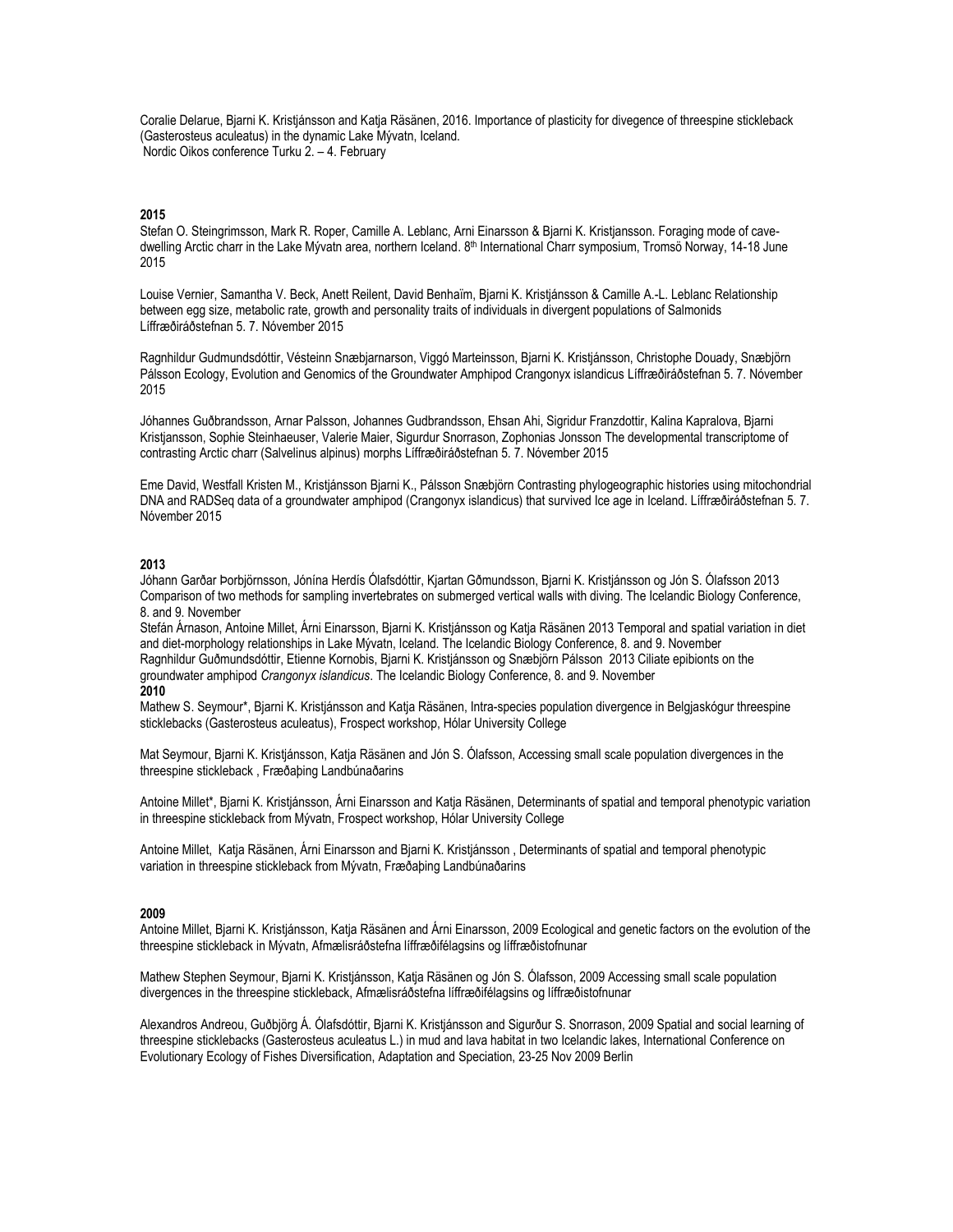Coralie Delarue, Bjarni K. Kristjánsson and Katja Räsänen, 2016. Importance of plasticity for divegence of threespine stickleback (Gasterosteus aculeatus) in the dynamic Lake Mývatn, Iceland.
Nordic Oikos conference Turku 2. – 4. February

**2015**

Stefan O. Steingrimsson, Mark R. Roper, Camille A. Leblanc, Arni Einarsson & Bjarni K. Kristjansson. Foraging mode of cave-dwelling Arctic charr in the Lake Mývatn area, northern Iceland. 8th International Charr symposium, Tromsö Norway, 14-18 June 2015

Louise Vernier, Samantha V. Beck, Anett Reilent, David Benhaïm, Bjarni K. Kristjánsson & Camille A.-L. Leblanc Relationship between egg size, metabolic rate, growth and personality traits of individuals in divergent populations of Salmonids Líffræðiráðstefnan 5. 7. Nóvember 2015

Ragnhildur Gudmundsdóttir, Vésteinn Snæbjarnarson, Viggó Marteinsson, Bjarni K. Kristjánsson, Christophe Douady, Snæbjörn Pálsson Ecology, Evolution and Genomics of the Groundwater Amphipod Crangonyx islandicus Líffræðiráðstefnan 5. 7. Nóvember 2015

Jóhannes Guðbrandsson, Arnar Palsson, Johannes Gudbrandsson, Ehsan Ahi, Sigridur Franzdottir, Kalina Kapralova, Bjarni Kristjansson, Sophie Steinhaeuser, Valerie Maier, Sigurdur Snorrason, Zophonias Jonsson The developmental transcriptome of contrasting Arctic charr (Salvelinus alpinus) morphs Líffræðiráðstefnan 5. 7. Nóvember 2015

Eme David, Westfall Kristen M., Kristjánsson Bjarni K., Pálsson Snæbjörn Contrasting phylogeographic histories using mitochondrial DNA and RADSeq data of a groundwater amphipod (Crangonyx islandicus) that survived Ice age in Iceland. Líffræðiráðstefnan 5. 7. Nóvember 2015

**2013**

Jóhann Garðar Þorbjörnsson, Jónína Herdís Ólafsdóttir, Kjartan Gðmundsson, Bjarni K. Kristjánsson og Jón S. Ólafsson 2013 Comparison of two methods for sampling invertebrates on submerged vertical walls with diving. The Icelandic Biology Conference, 8. and 9. November

Stefán Árnason, Antoine Millet, Árni Einarsson, Bjarni K. Kristjánsson og Katja Räsänen 2013 Temporal and spatial variation in diet and diet-morphology relationships in Lake Mývatn, Iceland. The Icelandic Biology Conference, 8. and 9. November

Ragnhildur Guðmundsdóttir, Etienne Kornobis, Bjarni K. Kristjánsson og Snæbjörn Pálsson 2013 Ciliate epibionts on the groundwater amphipod *Crangonyx islandicus*. The Icelandic Biology Conference, 8. and 9. November

**2010**

Mathew S. Seymour*, Bjarni K. Kristjánsson and Katja Räsänen, Intra-species population divergence in Belgjaskógur threespine sticklebacks (Gasterosteus aculeatus), Frospect workshop, Hólar University College

Mat Seymour, Bjarni K. Kristjánsson, Katja Räsänen and Jón S. Ólafsson, Accessing small scale population divergences in the threespine stickleback , Fræðaþing Landbúnaðarins

Antoine Millet*, Bjarni K. Kristjánsson, Árni Einarsson and Katja Räsänen, Determinants of spatial and temporal phenotypic variation in threespine stickleback from Mývatn, Frospect workshop, Hólar University College

Antoine Millet, Katja Räsänen, Árni Einarsson and Bjarni K. Kristjánsson , Determinants of spatial and temporal phenotypic variation in threespine stickleback from Mývatn, Fræðaþing Landbúnaðarins

**2009**

Antoine Millet, Bjarni K. Kristjánsson, Katja Räsänen and Árni Einarsson, 2009 Ecological and genetic factors on the evolution of the threespine stickleback in Mývatn, Afmælisráðstefna líffræðifélagsins og líffræðistofnunar

Mathew Stephen Seymour, Bjarni K. Kristjánsson, Katja Räsänen og Jón S. Ólafsson, 2009 Accessing small scale population divergences in the threespine stickleback, Afmælisráðstefna líffræðifélagsins og líffræðistofnunar

Alexandros Andreou, Guðbjörg Á. Ólafsdóttir, Bjarni K. Kristjánsson and Sigurður S. Snorrason, 2009 Spatial and social learning of threespine sticklebacks (Gasterosteus aculeatus L.) in mud and lava habitat in two Icelandic lakes, International Conference on Evolutionary Ecology of Fishes Diversification, Adaptation and Speciation, 23-25 Nov 2009 Berlin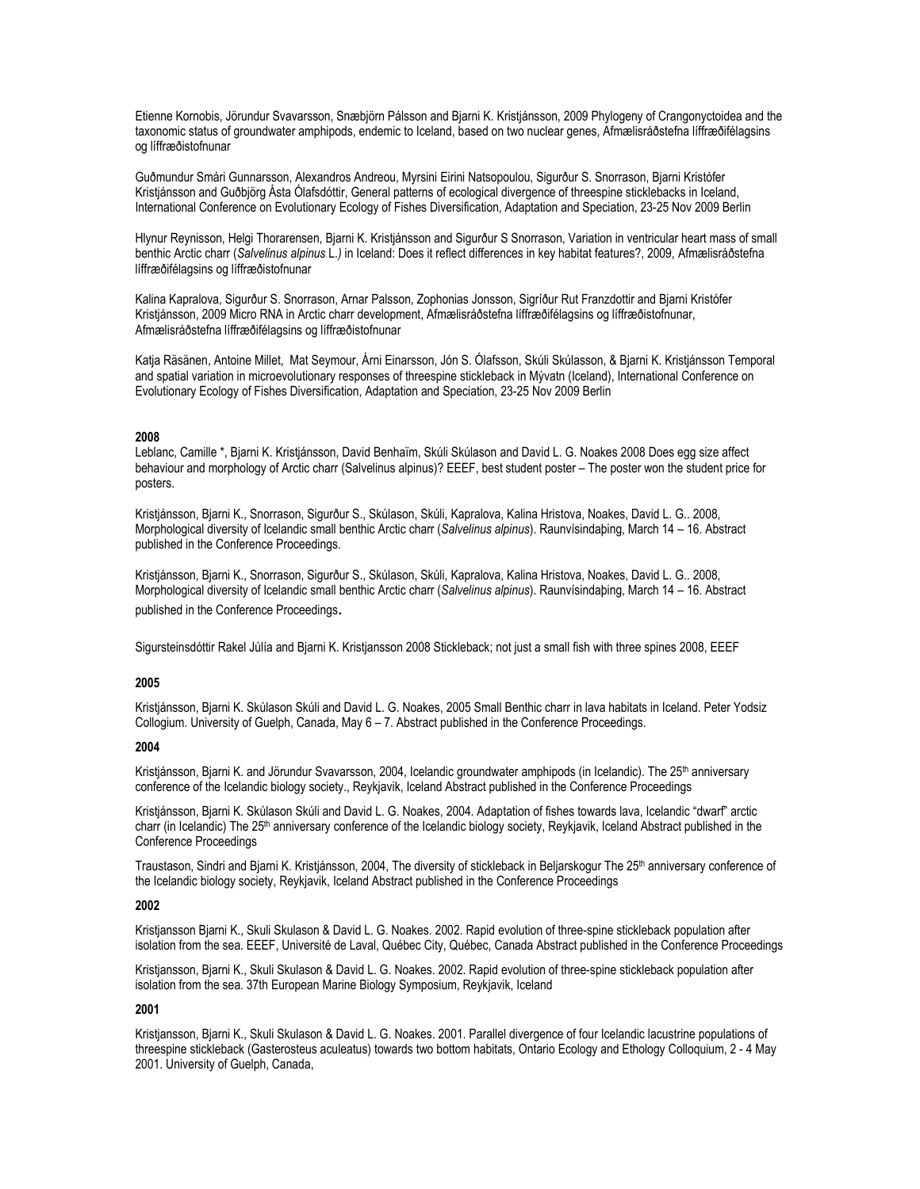Etienne Kornobis, Jörundur Svavarsson, Snæbjörn Pálsson and Bjarni K. Kristjánsson, 2009 Phylogeny of Crangonyctoidea and the taxonomic status of groundwater amphipods, endemic to Iceland, based on two nuclear genes, Afmælisráðstefna líffræðifélagsins og líffræðistofnunar

Guðmundur Smári Gunnarsson, Alexandros Andreou, Myrsini Eirini Natsopoulou, Sigurður S. Snorrason, Bjarni Kristófer Kristjánsson and Guðbjörg Ásta Ólafsdóttir, General patterns of ecological divergence of threespine sticklebacks in Iceland, International Conference on Evolutionary Ecology of Fishes Diversification, Adaptation and Speciation, 23-25 Nov 2009 Berlin

Hlynur Reynisson, Helgi Thorarensen, Bjarni K. Kristjánsson and Sigurður S Snorrason, Variation in ventricular heart mass of small benthic Arctic charr (*Salvelinus alpinus* L.*)* in Iceland: Does it reflect differences in key habitat features?, 2009, Afmælisráðstefna líffræðifélagsins og líffræðistofnunar

Kalina Kapralova, Sigurður S. Snorrason, Arnar Palsson, Zophonias Jonsson, Sigríður Rut Franzdottir and Bjarni Kristófer Kristjánsson, 2009 Micro RNA in Arctic charr development, Afmælisráðstefna líffræðifélagsins og líffræðistofnunar, Afmælisráðstefna líffræðifélagsins og líffræðistofnunar

Katja Räsänen, Antoine Millet, Mat Seymour, Árni Einarsson, Jón S. Ólafsson, Skúli Skúlasson, & Bjarni K. Kristjánsson Temporal and spatial variation in microevolutionary responses of threespine stickleback in Mývatn (Iceland), International Conference on Evolutionary Ecology of Fishes Diversification, Adaptation and Speciation, 23-25 Nov 2009 Berlin

**2008**

Leblanc, Camille *, Bjarni K. Kristjánsson, David Benhaïm, Skúli Skúlason and David L. G. Noakes 2008 Does egg size affect behaviour and morphology of Arctic charr (Salvelinus alpinus)? EEEF, best student poster – The poster won the student price for posters.

Kristjánsson, Bjarni K., Snorrason, Sigurður S., Skúlason, Skúli, Kapralova, Kalina Hristova, Noakes, David L. G.. 2008, Morphological diversity of Icelandic small benthic Arctic charr (*Salvelinus alpinus*). Raunvísindaþing, March 14 – 16. Abstract published in the Conference Proceedings.

Kristjánsson, Bjarni K., Snorrason, Sigurður S., Skúlason, Skúli, Kapralova, Kalina Hristova, Noakes, David L. G.. 2008, Morphological diversity of Icelandic small benthic Arctic charr (*Salvelinus alpinus*). Raunvísindaþing, March 14 – 16. Abstract published in the Conference Proceedings.

Sigursteinsdóttir Rakel Júlía and Bjarni K. Kristjansson 2008 Stickleback; not just a small fish with three spines 2008, EEEF

**2005**

Kristjánsson, Bjarni K. Skúlason Skúli and David L. G. Noakes, 2005 Small Benthic charr in lava habitats in Iceland. Peter Yodsiz Collogium. University of Guelph, Canada, May 6 – 7. Abstract published in the Conference Proceedings.

**2004**

Kristjánsson, Bjarni K. and Jörundur Svavarsson, 2004, Icelandic groundwater amphipods (in Icelandic). The 25th anniversary conference of the Icelandic biology society., Reykjavik, Iceland Abstract published in the Conference Proceedings

Kristjánsson, Bjarni K. Skúlason Skúli and David L. G. Noakes, 2004. Adaptation of fishes towards lava, Icelandic "dwarf" arctic charr (in Icelandic) The 25th anniversary conference of the Icelandic biology society, Reykjavik, Iceland Abstract published in the Conference Proceedings

Traustason, Sindri and Bjarni K. Kristjánsson, 2004, The diversity of stickleback in Beljarskogur The 25th anniversary conference of the Icelandic biology society, Reykjavik, Iceland Abstract published in the Conference Proceedings

**2002**

Kristjansson Bjarni K., Skuli Skulason & David L. G. Noakes. 2002. Rapid evolution of three-spine stickleback population after isolation from the sea. EEEF, Université de Laval, Québec City, Québec, Canada Abstract published in the Conference Proceedings

Kristjansson, Bjarni K., Skuli Skulason & David L. G. Noakes. 2002. Rapid evolution of three-spine stickleback population after isolation from the sea. 37th European Marine Biology Symposium, Reykjavik, Iceland

**2001**

Kristjansson, Bjarni K., Skuli Skulason & David L. G. Noakes. 2001. Parallel divergence of four Icelandic lacustrine populations of threespine stickleback (Gasterosteus aculeatus) towards two bottom habitats, Ontario Ecology and Ethology Colloquium, 2 - 4 May 2001. University of Guelph, Canada,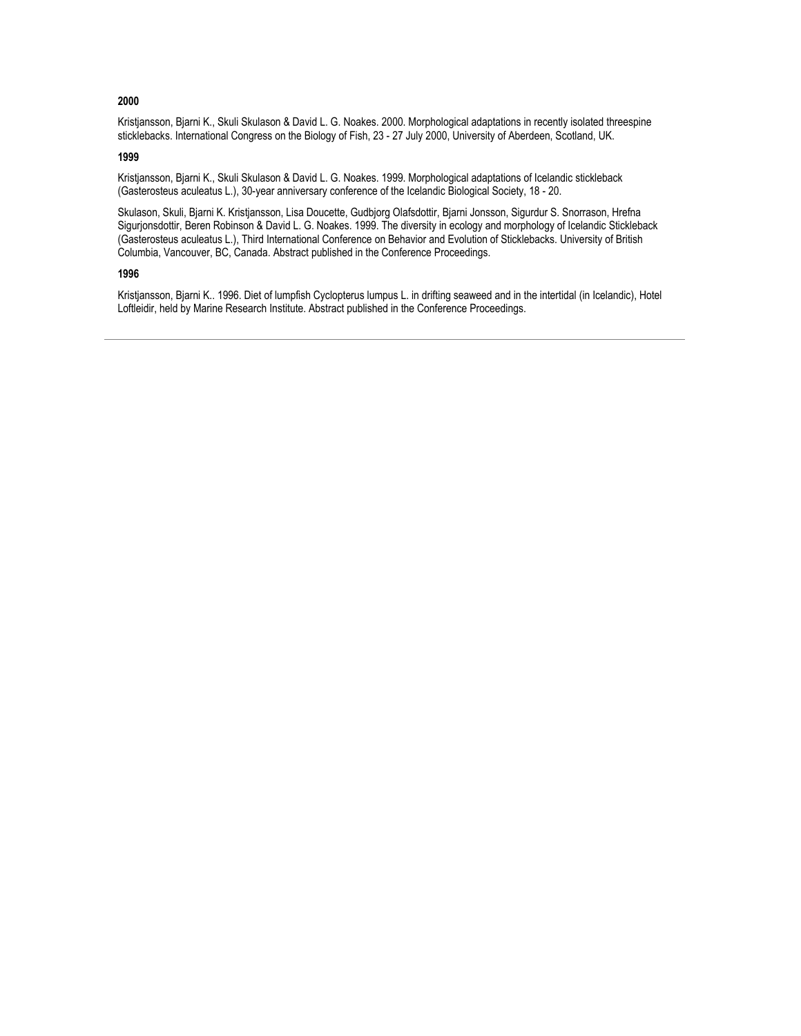**2000**

Kristjansson, Bjarni K., Skuli Skulason & David L. G. Noakes. 2000. Morphological adaptations in recently isolated threespine sticklebacks. International Congress on the Biology of Fish, 23 - 27 July 2000, University of Aberdeen, Scotland, UK.

**1999**

Kristjansson, Bjarni K., Skuli Skulason & David L. G. Noakes. 1999. Morphological adaptations of Icelandic stickleback (Gasterosteus aculeatus L.), 30-year anniversary conference of the Icelandic Biological Society, 18 - 20.

Skulason, Skuli, Bjarni K. Kristjansson, Lisa Doucette, Gudbjorg Olafsdottir, Bjarni Jonsson, Sigurdur S. Snorrason, Hrefna Sigurjonsdottir, Beren Robinson & David L. G. Noakes. 1999. The diversity in ecology and morphology of Icelandic Stickleback (Gasterosteus aculeatus L.), Third International Conference on Behavior and Evolution of Sticklebacks. University of British Columbia, Vancouver, BC, Canada. Abstract published in the Conference Proceedings.

**1996**

Kristjansson, Bjarni K.. 1996. Diet of lumpfish Cyclopterus lumpus L. in drifting seaweed and in the intertidal (in Icelandic), Hotel Loftleidir, held by Marine Research Institute. Abstract published in the Conference Proceedings.

---